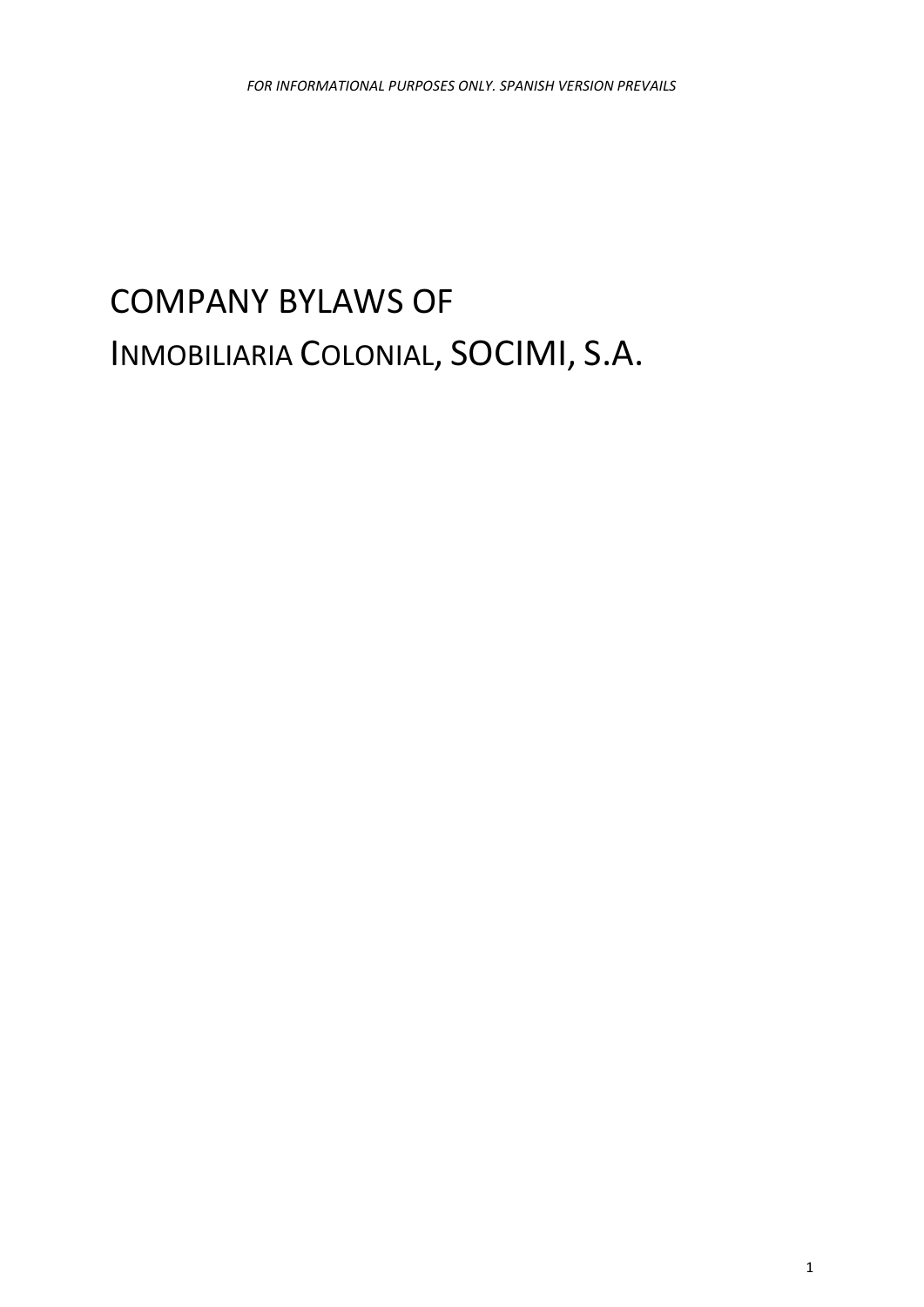*FOR INFORMATIONAL PURPOSES ONLY. SPANISH VERSION PREVAILS*

# COMPANY BYLAWS OF INMOBILIARIA COLONIAL, SOCIMI, S.A.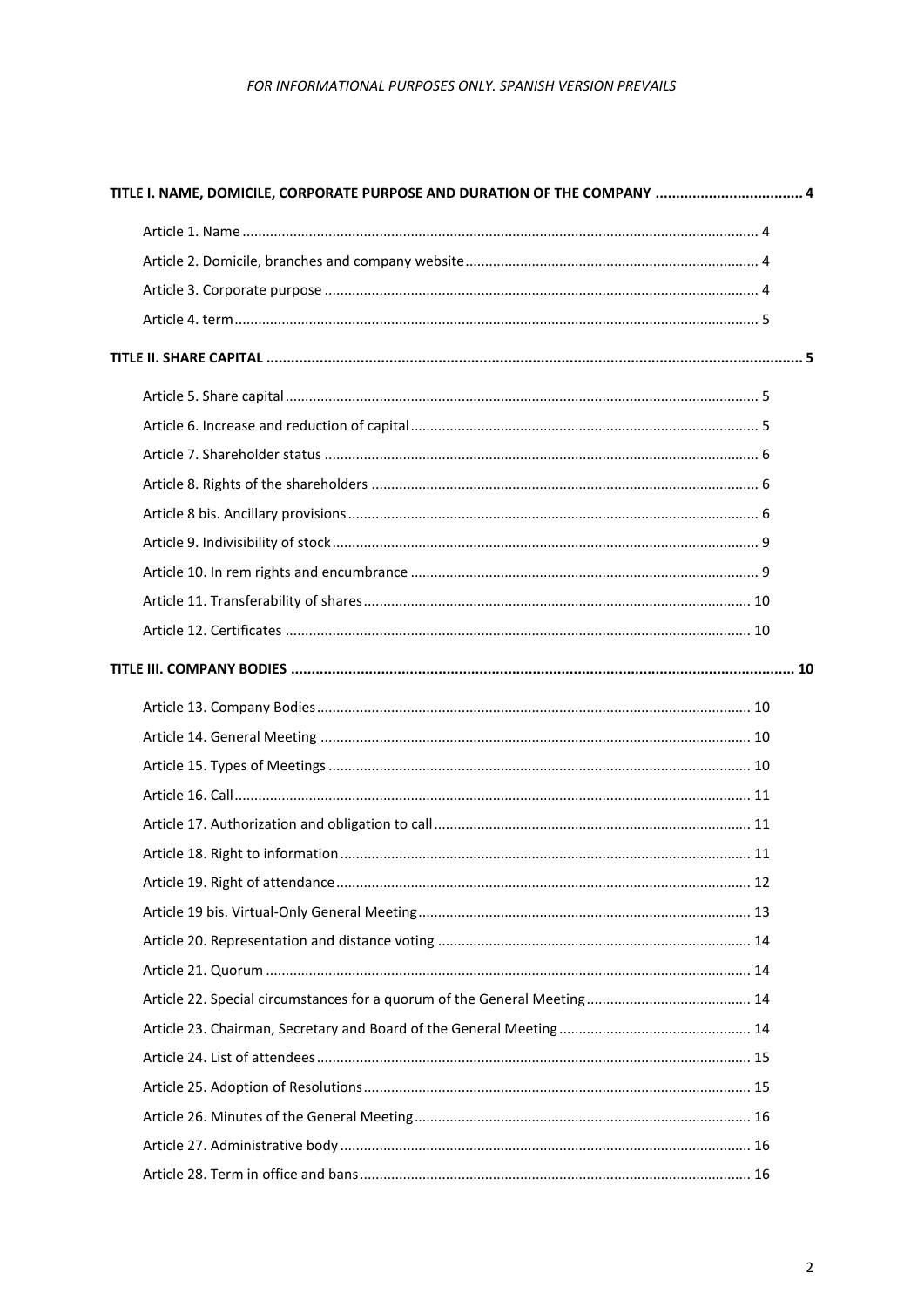TITLE I. NAME, DOMICILE, CORPORATE PURPOSE AND DURATION OF THE COMPANY .................................... 4

Article 1. Name ..................................................................................................................... 4

Article 2. Domicile, branches and company website ........................................................................... 4

Article 3. Corporate purpose ............................................................................................................ 4

Article 4. term .................................................................................................................................. 5

TITLE II. SHARE CAPITAL ...................................................................................................................... 5

Article 5. Share capital ...................................................................................................................... 5

Article 6. Increase and reduction of capital ......................................................................................... 5

Article 7. Shareholder status ............................................................................................................. 6

Article 8. Rights of the shareholders .................................................................................................. 6

Article 8 bis. Ancillary provisions ........................................................................................................ 6

Article 9. Indivisibility of stock ............................................................................................................ 9

Article 10. In rem rights and encumbrance ......................................................................................... 9

Article 11. Transferability of shares .................................................................................................. 10

Article 12. Certificates ...................................................................................................................... 10

TITLE III. COMPANY BODIES ............................................................................................................. 10

Article 13. Company Bodies ............................................................................................................. 10

Article 14. General Meeting ............................................................................................................. 10

Article 15. Types of Meetings ........................................................................................................... 10

Article 16. Call .................................................................................................................................. 11

Article 17. Authorization and obligation to call ................................................................................. 11

Article 18. Right to information ........................................................................................................ 11

Article 19. Right of attendance ......................................................................................................... 12

Article 19 bis. Virtual-Only General Meeting ..................................................................................... 13

Article 20. Representation and distance voting ................................................................................ 14

Article 21. Quorum ........................................................................................................................... 14

Article 22. Special circumstances for a quorum of the General Meeting .......................................... 14

Article 23. Chairman, Secretary and Board of the General Meeting ................................................. 14

Article 24. List of attendees .............................................................................................................. 15

Article 25. Adoption of Resolutions .................................................................................................. 15

Article 26. Minutes of the General Meeting ...................................................................................... 16

Article 27. Administrative body ........................................................................................................ 16

Article 28. Term in office and bans ................................................................................................... 16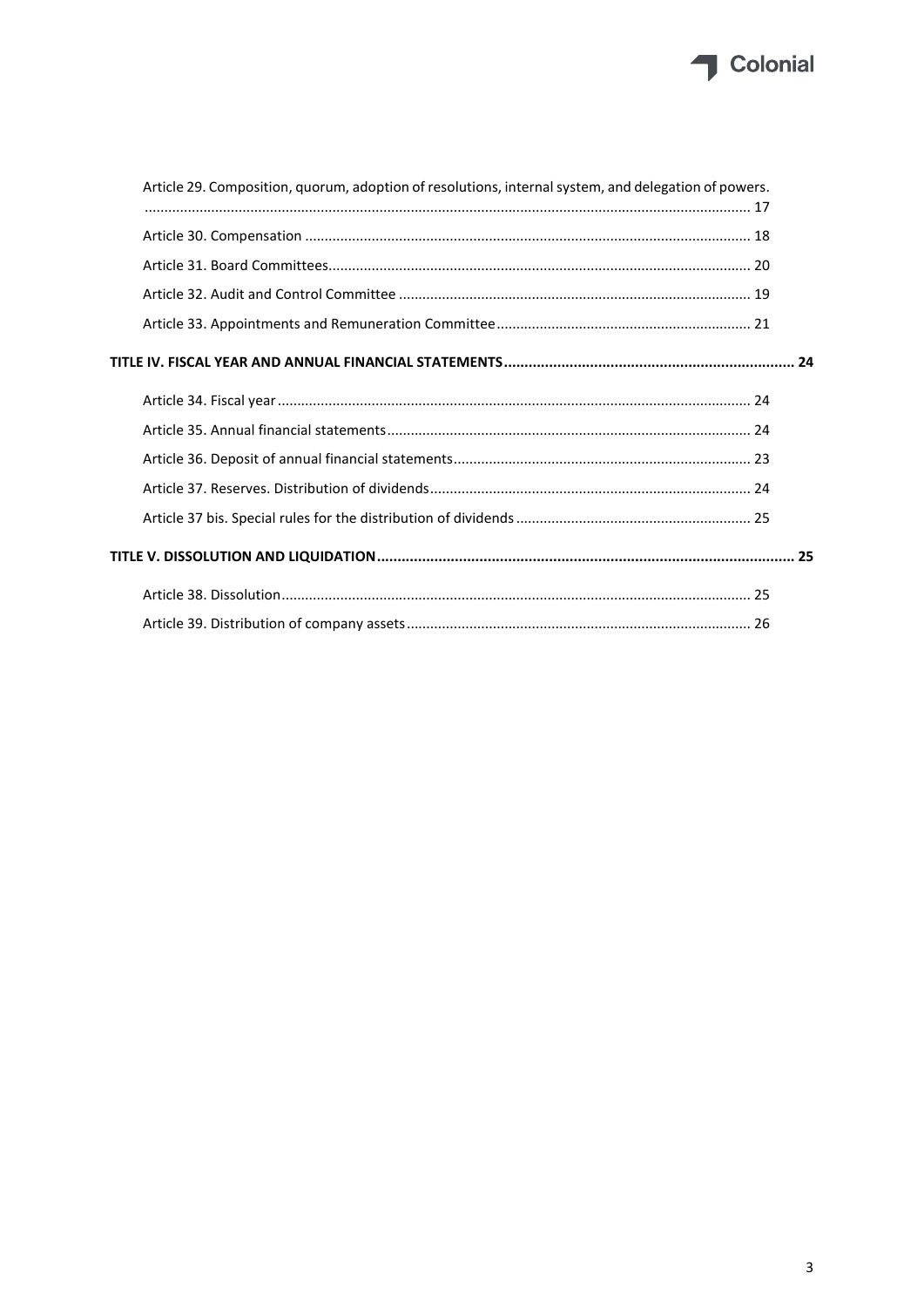Article 29. Composition, quorum, adoption of resolutions, internal system, and delegation of powers. ........ 17

Article 30. Compensation ........ 18

Article 31. Board Committees ........ 20

Article 32. Audit and Control Committee ........ 19

Article 33. Appointments and Remuneration Committee ........ 21

**TITLE IV. FISCAL YEAR AND ANNUAL FINANCIAL STATEMENTS ........ 24**

Article 34. Fiscal year ........ 24

Article 35. Annual financial statements ........ 24

Article 36. Deposit of annual financial statements ........ 23

Article 37. Reserves. Distribution of dividends ........ 24

Article 37 bis. Special rules for the distribution of dividends ........ 25

**TITLE V. DISSOLUTION AND LIQUIDATION ........ 25**

Article 38. Dissolution ........ 25

Article 39. Distribution of company assets ........ 26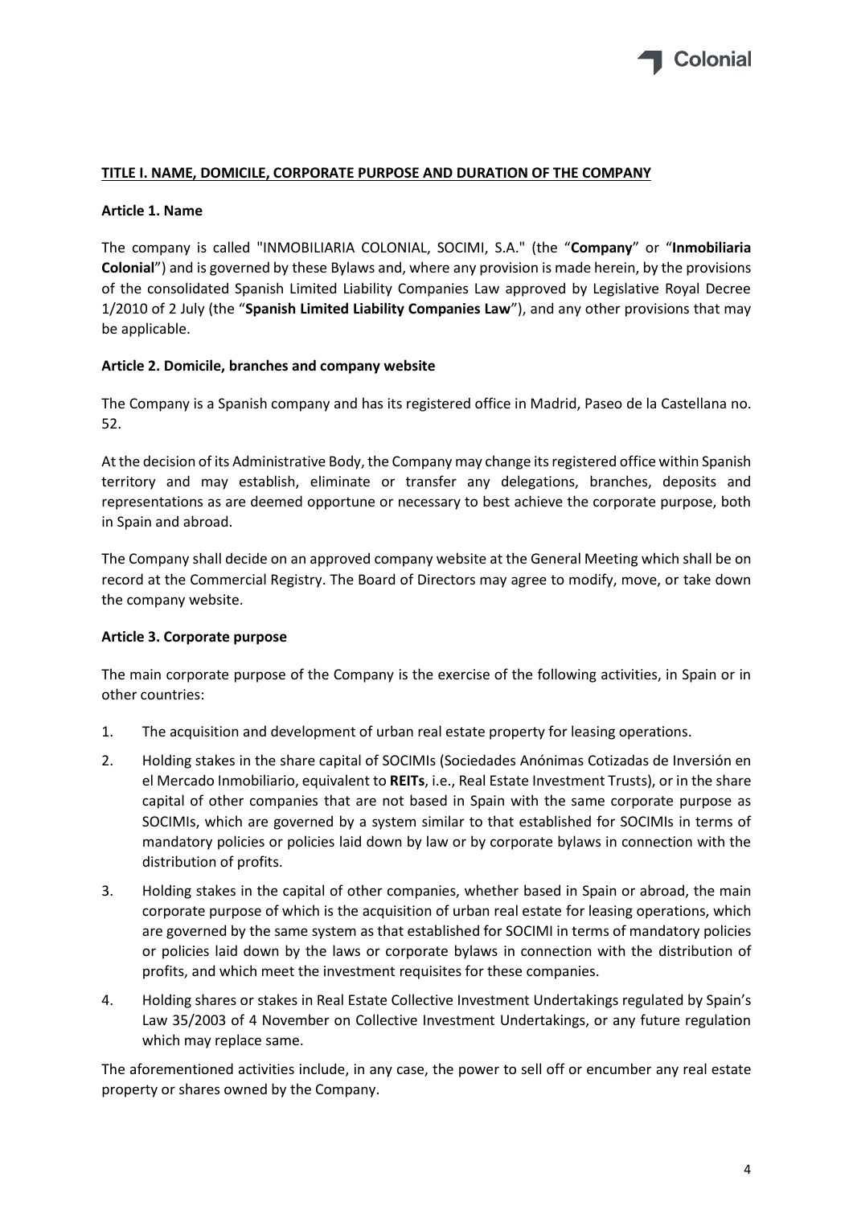## TITLE I. NAME, DOMICILE, CORPORATE PURPOSE AND DURATION OF THE COMPANY

### Article 1. Name

The company is called "INMOBILIARIA COLONIAL, SOCIMI, S.A." (the "**Company**" or "**Inmobiliaria Colonial**") and is governed by these Bylaws and, where any provision is made herein, by the provisions of the consolidated Spanish Limited Liability Companies Law approved by Legislative Royal Decree 1/2010 of 2 July (the "**Spanish Limited Liability Companies Law**"), and any other provisions that may be applicable.

### Article 2. Domicile, branches and company website

The Company is a Spanish company and has its registered office in Madrid, Paseo de la Castellana no. 52.

At the decision of its Administrative Body, the Company may change its registered office within Spanish territory and may establish, eliminate or transfer any delegations, branches, deposits and representations as are deemed opportune or necessary to best achieve the corporate purpose, both in Spain and abroad.

The Company shall decide on an approved company website at the General Meeting which shall be on record at the Commercial Registry. The Board of Directors may agree to modify, move, or take down the company website.

### Article 3. Corporate purpose

The main corporate purpose of the Company is the exercise of the following activities, in Spain or in other countries:

1. The acquisition and development of urban real estate property for leasing operations.
2. Holding stakes in the share capital of SOCIMIs (Sociedades Anónimas Cotizadas de Inversión en el Mercado Inmobiliario, equivalent to **REITs**, i.e., Real Estate Investment Trusts), or in the share capital of other companies that are not based in Spain with the same corporate purpose as SOCIMIs, which are governed by a system similar to that established for SOCIMIs in terms of mandatory policies or policies laid down by law or by corporate bylaws in connection with the distribution of profits.
3. Holding stakes in the capital of other companies, whether based in Spain or abroad, the main corporate purpose of which is the acquisition of urban real estate for leasing operations, which are governed by the same system as that established for SOCIMI in terms of mandatory policies or policies laid down by the laws or corporate bylaws in connection with the distribution of profits, and which meet the investment requisites for these companies.
4. Holding shares or stakes in Real Estate Collective Investment Undertakings regulated by Spain's Law 35/2003 of 4 November on Collective Investment Undertakings, or any future regulation which may replace same.

The aforementioned activities include, in any case, the power to sell off or encumber any real estate property or shares owned by the Company.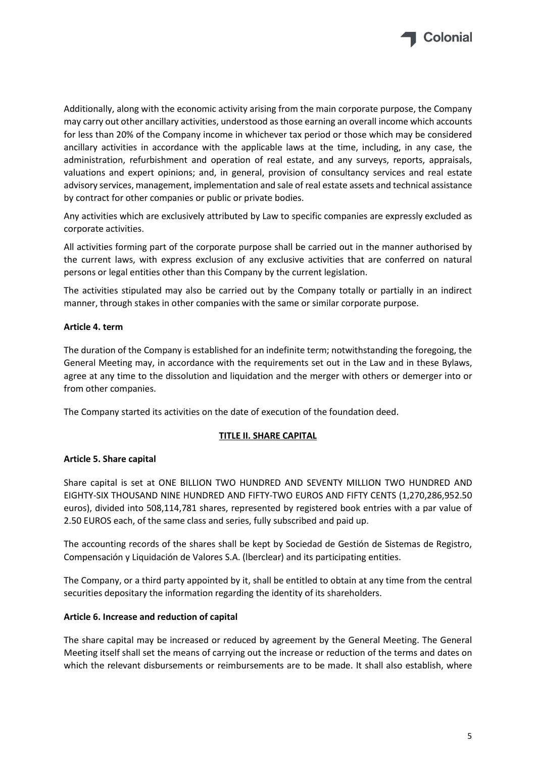Additionally, along with the economic activity arising from the main corporate purpose, the Company may carry out other ancillary activities, understood as those earning an overall income which accounts for less than 20% of the Company income in whichever tax period or those which may be considered ancillary activities in accordance with the applicable laws at the time, including, in any case, the administration, refurbishment and operation of real estate, and any surveys, reports, appraisals, valuations and expert opinions; and, in general, provision of consultancy services and real estate advisory services, management, implementation and sale of real estate assets and technical assistance by contract for other companies or public or private bodies.

Any activities which are exclusively attributed by Law to specific companies are expressly excluded as corporate activities.

All activities forming part of the corporate purpose shall be carried out in the manner authorised by the current laws, with express exclusion of any exclusive activities that are conferred on natural persons or legal entities other than this Company by the current legislation.

The activities stipulated may also be carried out by the Company totally or partially in an indirect manner, through stakes in other companies with the same or similar corporate purpose.

**Article 4. term**

The duration of the Company is established for an indefinite term; notwithstanding the foregoing, the General Meeting may, in accordance with the requirements set out in the Law and in these Bylaws, agree at any time to the dissolution and liquidation and the merger with others or demerger into or from other companies.

The Company started its activities on the date of execution of the foundation deed.

## TITLE II. SHARE CAPITAL

**Article 5. Share capital**

Share capital is set at ONE BILLION TWO HUNDRED AND SEVENTY MILLION TWO HUNDRED AND EIGHTY-SIX THOUSAND NINE HUNDRED AND FIFTY-TWO EUROS AND FIFTY CENTS (1,270,286,952.50 euros), divided into 508,114,781 shares, represented by registered book entries with a par value of 2.50 EUROS each, of the same class and series, fully subscribed and paid up.

The accounting records of the shares shall be kept by Sociedad de Gestión de Sistemas de Registro, Compensación y Liquidación de Valores S.A. (Iberclear) and its participating entities.

The Company, or a third party appointed by it, shall be entitled to obtain at any time from the central securities depositary the information regarding the identity of its shareholders.

**Article 6. Increase and reduction of capital**

The share capital may be increased or reduced by agreement by the General Meeting. The General Meeting itself shall set the means of carrying out the increase or reduction of the terms and dates on which the relevant disbursements or reimbursements are to be made. It shall also establish, where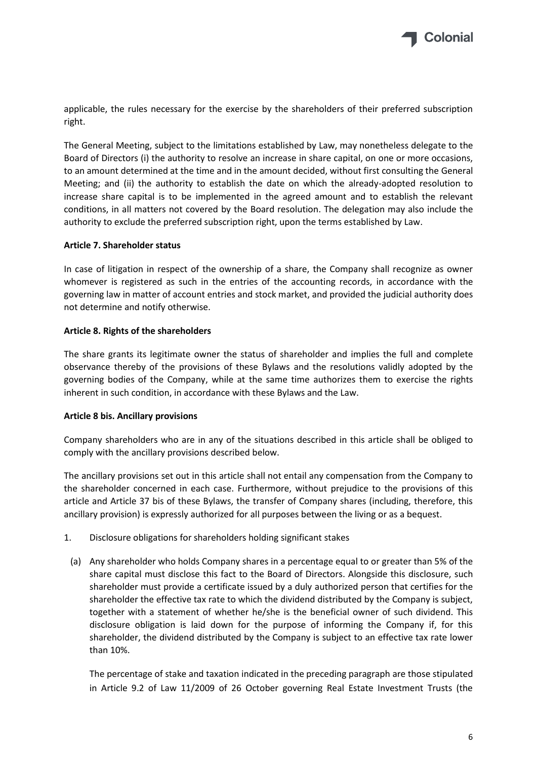applicable, the rules necessary for the exercise by the shareholders of their preferred subscription right.

The General Meeting, subject to the limitations established by Law, may nonetheless delegate to the Board of Directors (i) the authority to resolve an increase in share capital, on one or more occasions, to an amount determined at the time and in the amount decided, without first consulting the General Meeting; and (ii) the authority to establish the date on which the already-adopted resolution to increase share capital is to be implemented in the agreed amount and to establish the relevant conditions, in all matters not covered by the Board resolution. The delegation may also include the authority to exclude the preferred subscription right, upon the terms established by Law.

**Article 7. Shareholder status**

In case of litigation in respect of the ownership of a share, the Company shall recognize as owner whomever is registered as such in the entries of the accounting records, in accordance with the governing law in matter of account entries and stock market, and provided the judicial authority does not determine and notify otherwise.

**Article 8. Rights of the shareholders**

The share grants its legitimate owner the status of shareholder and implies the full and complete observance thereby of the provisions of these Bylaws and the resolutions validly adopted by the governing bodies of the Company, while at the same time authorizes them to exercise the rights inherent in such condition, in accordance with these Bylaws and the Law.

**Article 8 bis. Ancillary provisions**

Company shareholders who are in any of the situations described in this article shall be obliged to comply with the ancillary provisions described below.

The ancillary provisions set out in this article shall not entail any compensation from the Company to the shareholder concerned in each case. Furthermore, without prejudice to the provisions of this article and Article 37 bis of these Bylaws, the transfer of Company shares (including, therefore, this ancillary provision) is expressly authorized for all purposes between the living or as a bequest.

1. Disclosure obligations for shareholders holding significant stakes

   (a) Any shareholder who holds Company shares in a percentage equal to or greater than 5% of the share capital must disclose this fact to the Board of Directors. Alongside this disclosure, such shareholder must provide a certificate issued by a duly authorized person that certifies for the shareholder the effective tax rate to which the dividend distributed by the Company is subject, together with a statement of whether he/she is the beneficial owner of such dividend. This disclosure obligation is laid down for the purpose of informing the Company if, for this shareholder, the dividend distributed by the Company is subject to an effective tax rate lower than 10%.

   The percentage of stake and taxation indicated in the preceding paragraph are those stipulated in Article 9.2 of Law 11/2009 of 26 October governing Real Estate Investment Trusts (the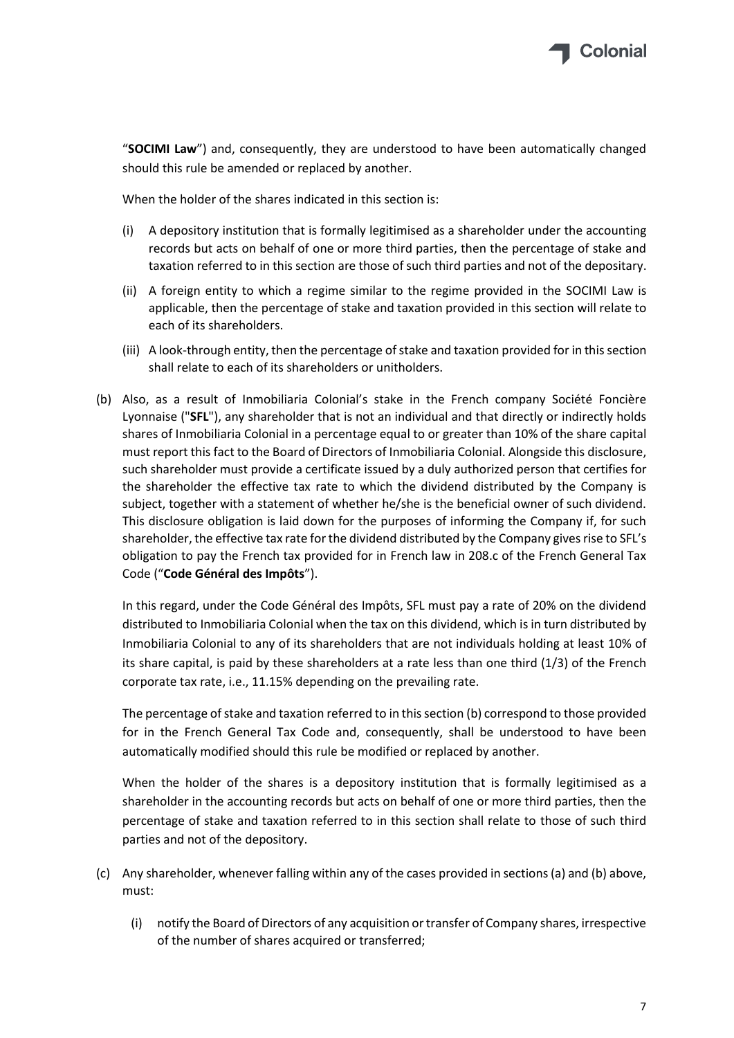"**SOCIMI Law**") and, consequently, they are understood to have been automatically changed should this rule be amended or replaced by another.

When the holder of the shares indicated in this section is:

(i) A depository institution that is formally legitimised as a shareholder under the accounting records but acts on behalf of one or more third parties, then the percentage of stake and taxation referred to in this section are those of such third parties and not of the depositary.

(ii) A foreign entity to which a regime similar to the regime provided in the SOCIMI Law is applicable, then the percentage of stake and taxation provided in this section will relate to each of its shareholders.

(iii) A look-through entity, then the percentage of stake and taxation provided for in this section shall relate to each of its shareholders or unitholders.

(b) Also, as a result of Inmobiliaria Colonial's stake in the French company Société Foncière Lyonnaise ("**SFL**"), any shareholder that is not an individual and that directly or indirectly holds shares of Inmobiliaria Colonial in a percentage equal to or greater than 10% of the share capital must report this fact to the Board of Directors of Inmobiliaria Colonial. Alongside this disclosure, such shareholder must provide a certificate issued by a duly authorized person that certifies for the shareholder the effective tax rate to which the dividend distributed by the Company is subject, together with a statement of whether he/she is the beneficial owner of such dividend. This disclosure obligation is laid down for the purposes of informing the Company if, for such shareholder, the effective tax rate for the dividend distributed by the Company gives rise to SFL's obligation to pay the French tax provided for in French law in 208.c of the French General Tax Code ("**Code Général des Impôts**").

In this regard, under the Code Général des Impôts, SFL must pay a rate of 20% on the dividend distributed to Inmobiliaria Colonial when the tax on this dividend, which is in turn distributed by Inmobiliaria Colonial to any of its shareholders that are not individuals holding at least 10% of its share capital, is paid by these shareholders at a rate less than one third (1/3) of the French corporate tax rate, i.e., 11.15% depending on the prevailing rate.

The percentage of stake and taxation referred to in this section (b) correspond to those provided for in the French General Tax Code and, consequently, shall be understood to have been automatically modified should this rule be modified or replaced by another.

When the holder of the shares is a depository institution that is formally legitimised as a shareholder in the accounting records but acts on behalf of one or more third parties, then the percentage of stake and taxation referred to in this section shall relate to those of such third parties and not of the depository.

(c) Any shareholder, whenever falling within any of the cases provided in sections (a) and (b) above, must:

(i) notify the Board of Directors of any acquisition or transfer of Company shares, irrespective of the number of shares acquired or transferred;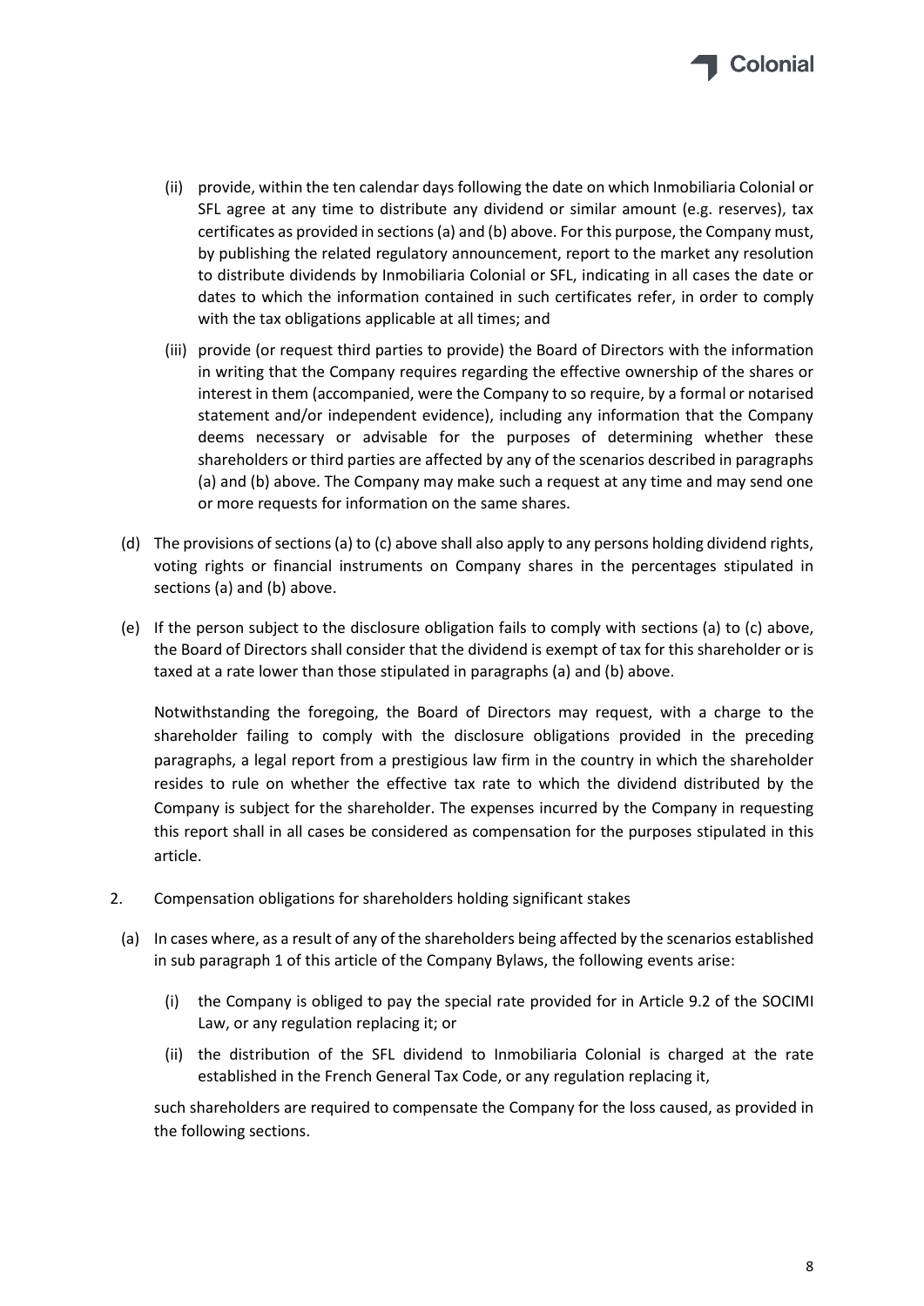(ii) provide, within the ten calendar days following the date on which Inmobiliaria Colonial or SFL agree at any time to distribute any dividend or similar amount (e.g. reserves), tax certificates as provided in sections (a) and (b) above. For this purpose, the Company must, by publishing the related regulatory announcement, report to the market any resolution to distribute dividends by Inmobiliaria Colonial or SFL, indicating in all cases the date or dates to which the information contained in such certificates refer, in order to comply with the tax obligations applicable at all times; and

(iii) provide (or request third parties to provide) the Board of Directors with the information in writing that the Company requires regarding the effective ownership of the shares or interest in them (accompanied, were the Company to so require, by a formal or notarised statement and/or independent evidence), including any information that the Company deems necessary or advisable for the purposes of determining whether these shareholders or third parties are affected by any of the scenarios described in paragraphs (a) and (b) above. The Company may make such a request at any time and may send one or more requests for information on the same shares.

(d) The provisions of sections (a) to (c) above shall also apply to any persons holding dividend rights, voting rights or financial instruments on Company shares in the percentages stipulated in sections (a) and (b) above.

(e) If the person subject to the disclosure obligation fails to comply with sections (a) to (c) above, the Board of Directors shall consider that the dividend is exempt of tax for this shareholder or is taxed at a rate lower than those stipulated in paragraphs (a) and (b) above.

Notwithstanding the foregoing, the Board of Directors may request, with a charge to the shareholder failing to comply with the disclosure obligations provided in the preceding paragraphs, a legal report from a prestigious law firm in the country in which the shareholder resides to rule on whether the effective tax rate to which the dividend distributed by the Company is subject for the shareholder. The expenses incurred by the Company in requesting this report shall in all cases be considered as compensation for the purposes stipulated in this article.

2. Compensation obligations for shareholders holding significant stakes

(a) In cases where, as a result of any of the shareholders being affected by the scenarios established in sub paragraph 1 of this article of the Company Bylaws, the following events arise:

(i) the Company is obliged to pay the special rate provided for in Article 9.2 of the SOCIMI Law, or any regulation replacing it; or

(ii) the distribution of the SFL dividend to Inmobiliaria Colonial is charged at the rate established in the French General Tax Code, or any regulation replacing it,

such shareholders are required to compensate the Company for the loss caused, as provided in the following sections.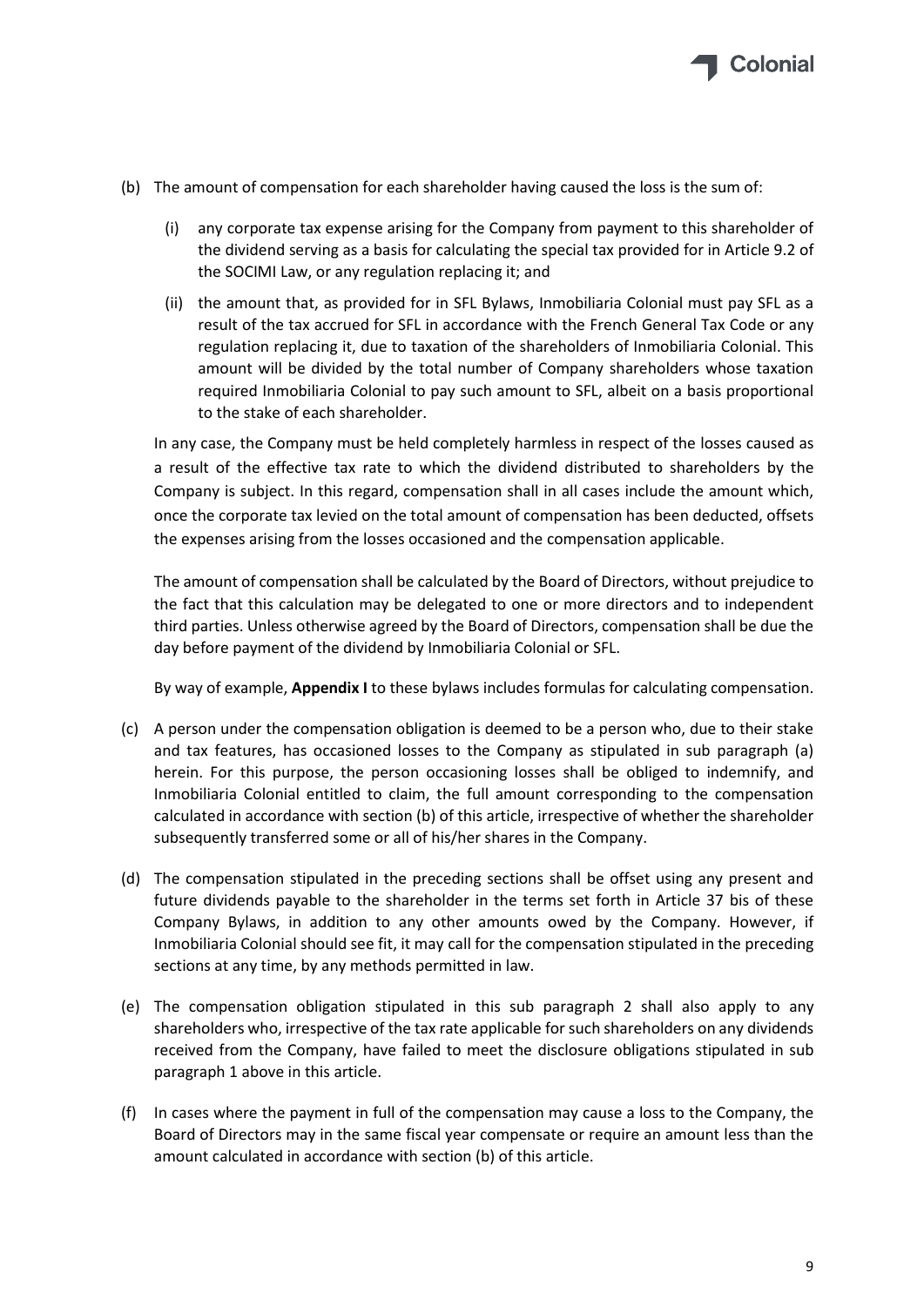(b) The amount of compensation for each shareholder having caused the loss is the sum of:

   (i) any corporate tax expense arising for the Company from payment to this shareholder of the dividend serving as a basis for calculating the special tax provided for in Article 9.2 of the SOCIMI Law, or any regulation replacing it; and

   (ii) the amount that, as provided for in SFL Bylaws, Inmobiliaria Colonial must pay SFL as a result of the tax accrued for SFL in accordance with the French General Tax Code or any regulation replacing it, due to taxation of the shareholders of Inmobiliaria Colonial. This amount will be divided by the total number of Company shareholders whose taxation required Inmobiliaria Colonial to pay such amount to SFL, albeit on a basis proportional to the stake of each shareholder.

   In any case, the Company must be held completely harmless in respect of the losses caused as a result of the effective tax rate to which the dividend distributed to shareholders by the Company is subject. In this regard, compensation shall in all cases include the amount which, once the corporate tax levied on the total amount of compensation has been deducted, offsets the expenses arising from the losses occasioned and the compensation applicable.

   The amount of compensation shall be calculated by the Board of Directors, without prejudice to the fact that this calculation may be delegated to one or more directors and to independent third parties. Unless otherwise agreed by the Board of Directors, compensation shall be due the day before payment of the dividend by Inmobiliaria Colonial or SFL.

   By way of example, **Appendix I** to these bylaws includes formulas for calculating compensation.

(c) A person under the compensation obligation is deemed to be a person who, due to their stake and tax features, has occasioned losses to the Company as stipulated in sub paragraph (a) herein. For this purpose, the person occasioning losses shall be obliged to indemnify, and Inmobiliaria Colonial entitled to claim, the full amount corresponding to the compensation calculated in accordance with section (b) of this article, irrespective of whether the shareholder subsequently transferred some or all of his/her shares in the Company.

(d) The compensation stipulated in the preceding sections shall be offset using any present and future dividends payable to the shareholder in the terms set forth in Article 37 bis of these Company Bylaws, in addition to any other amounts owed by the Company. However, if Inmobiliaria Colonial should see fit, it may call for the compensation stipulated in the preceding sections at any time, by any methods permitted in law.

(e) The compensation obligation stipulated in this sub paragraph 2 shall also apply to any shareholders who, irrespective of the tax rate applicable for such shareholders on any dividends received from the Company, have failed to meet the disclosure obligations stipulated in sub paragraph 1 above in this article.

(f) In cases where the payment in full of the compensation may cause a loss to the Company, the Board of Directors may in the same fiscal year compensate or require an amount less than the amount calculated in accordance with section (b) of this article.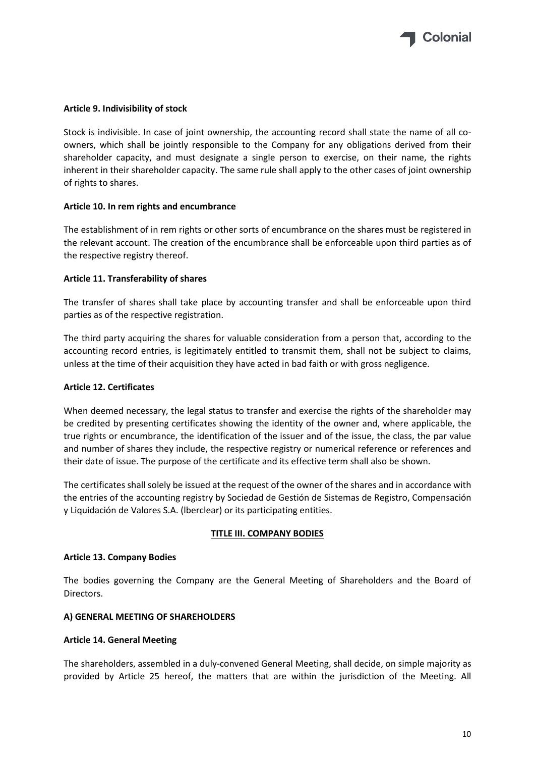**Article 9. Indivisibility of stock**

Stock is indivisible. In case of joint ownership, the accounting record shall state the name of all co-owners, which shall be jointly responsible to the Company for any obligations derived from their shareholder capacity, and must designate a single person to exercise, on their name, the rights inherent in their shareholder capacity. The same rule shall apply to the other cases of joint ownership of rights to shares.

**Article 10. In rem rights and encumbrance**

The establishment of in rem rights or other sorts of encumbrance on the shares must be registered in the relevant account. The creation of the encumbrance shall be enforceable upon third parties as of the respective registry thereof.

**Article 11. Transferability of shares**

The transfer of shares shall take place by accounting transfer and shall be enforceable upon third parties as of the respective registration.

The third party acquiring the shares for valuable consideration from a person that, according to the accounting record entries, is legitimately entitled to transmit them, shall not be subject to claims, unless at the time of their acquisition they have acted in bad faith or with gross negligence.

**Article 12. Certificates**

When deemed necessary, the legal status to transfer and exercise the rights of the shareholder may be credited by presenting certificates showing the identity of the owner and, where applicable, the true rights or encumbrance, the identification of the issuer and of the issue, the class, the par value and number of shares they include, the respective registry or numerical reference or references and their date of issue. The purpose of the certificate and its effective term shall also be shown.

The certificates shall solely be issued at the request of the owner of the shares and in accordance with the entries of the accounting registry by Sociedad de Gestión de Sistemas de Registro, Compensación y Liquidación de Valores S.A. (lberclear) or its participating entities.

## TITLE III. COMPANY BODIES

**Article 13. Company Bodies**

The bodies governing the Company are the General Meeting of Shareholders and the Board of Directors.

### A) GENERAL MEETING OF SHAREHOLDERS

**Article 14. General Meeting**

The shareholders, assembled in a duly-convened General Meeting, shall decide, on simple majority as provided by Article 25 hereof, the matters that are within the jurisdiction of the Meeting. All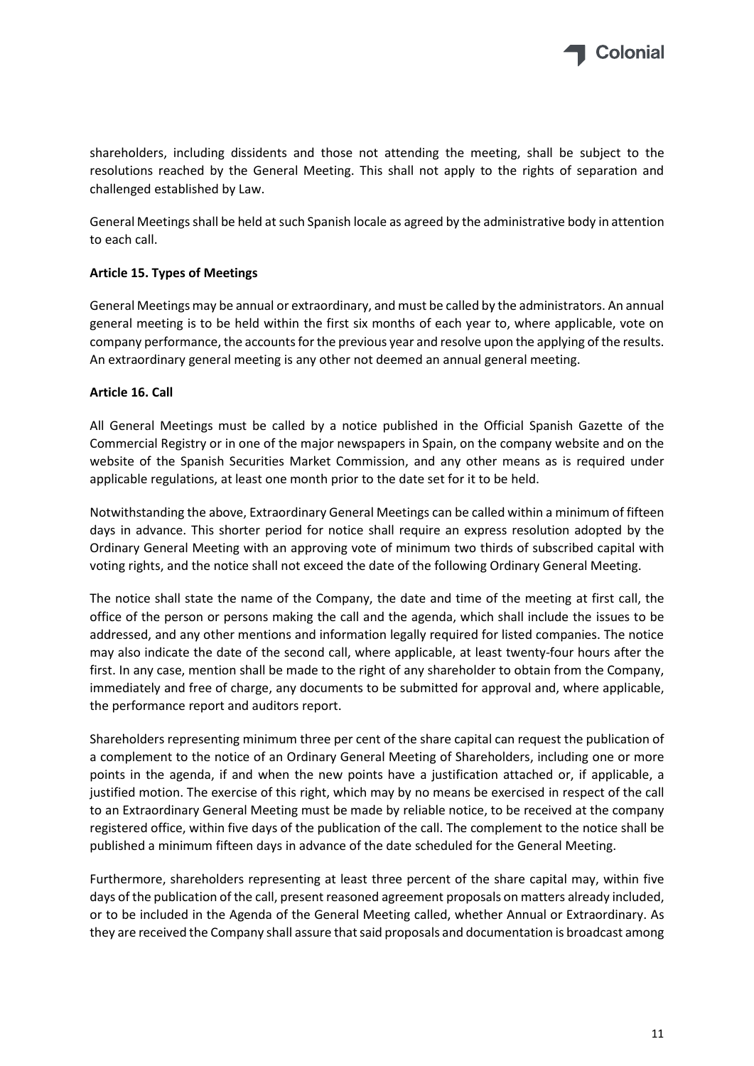shareholders, including dissidents and those not attending the meeting, shall be subject to the resolutions reached by the General Meeting. This shall not apply to the rights of separation and challenged established by Law.

General Meetings shall be held at such Spanish locale as agreed by the administrative body in attention to each call.

**Article 15. Types of Meetings**

General Meetings may be annual or extraordinary, and must be called by the administrators. An annual general meeting is to be held within the first six months of each year to, where applicable, vote on company performance, the accounts for the previous year and resolve upon the applying of the results. An extraordinary general meeting is any other not deemed an annual general meeting.

**Article 16. Call**

All General Meetings must be called by a notice published in the Official Spanish Gazette of the Commercial Registry or in one of the major newspapers in Spain, on the company website and on the website of the Spanish Securities Market Commission, and any other means as is required under applicable regulations, at least one month prior to the date set for it to be held.

Notwithstanding the above, Extraordinary General Meetings can be called within a minimum of fifteen days in advance. This shorter period for notice shall require an express resolution adopted by the Ordinary General Meeting with an approving vote of minimum two thirds of subscribed capital with voting rights, and the notice shall not exceed the date of the following Ordinary General Meeting.

The notice shall state the name of the Company, the date and time of the meeting at first call, the office of the person or persons making the call and the agenda, which shall include the issues to be addressed, and any other mentions and information legally required for listed companies. The notice may also indicate the date of the second call, where applicable, at least twenty-four hours after the first. In any case, mention shall be made to the right of any shareholder to obtain from the Company, immediately and free of charge, any documents to be submitted for approval and, where applicable, the performance report and auditors report.

Shareholders representing minimum three per cent of the share capital can request the publication of a complement to the notice of an Ordinary General Meeting of Shareholders, including one or more points in the agenda, if and when the new points have a justification attached or, if applicable, a justified motion. The exercise of this right, which may by no means be exercised in respect of the call to an Extraordinary General Meeting must be made by reliable notice, to be received at the company registered office, within five days of the publication of the call. The complement to the notice shall be published a minimum fifteen days in advance of the date scheduled for the General Meeting.

Furthermore, shareholders representing at least three percent of the share capital may, within five days of the publication of the call, present reasoned agreement proposals on matters already included, or to be included in the Agenda of the General Meeting called, whether Annual or Extraordinary. As they are received the Company shall assure that said proposals and documentation is broadcast among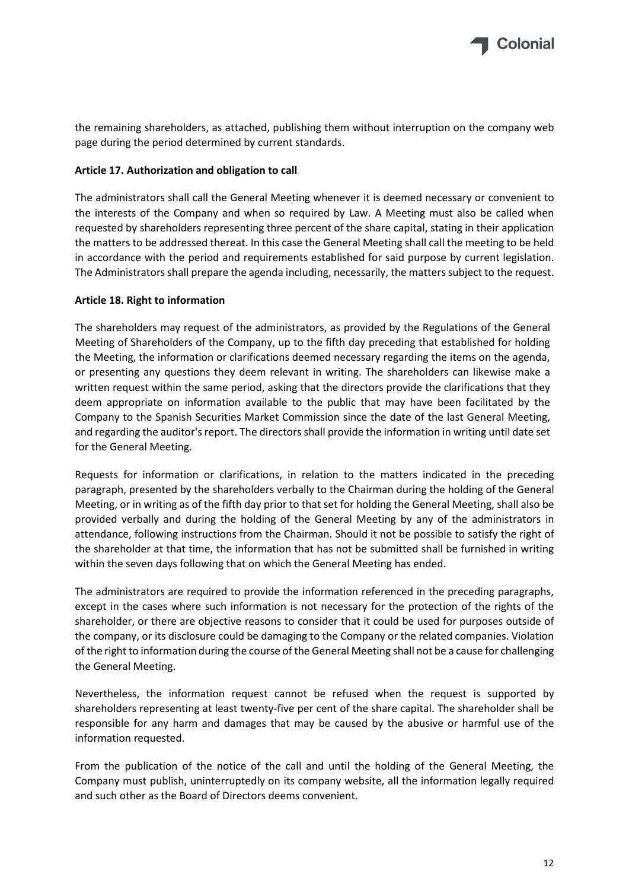the remaining shareholders, as attached, publishing them without interruption on the company web page during the period determined by current standards.

**Article 17. Authorization and obligation to call**

The administrators shall call the General Meeting whenever it is deemed necessary or convenient to the interests of the Company and when so required by Law. A Meeting must also be called when requested by shareholders representing three percent of the share capital, stating in their application the matters to be addressed thereat. In this case the General Meeting shall call the meeting to be held in accordance with the period and requirements established for said purpose by current legislation. The Administrators shall prepare the agenda including, necessarily, the matters subject to the request.

**Article 18. Right to information**

The shareholders may request of the administrators, as provided by the Regulations of the General Meeting of Shareholders of the Company, up to the fifth day preceding that established for holding the Meeting, the information or clarifications deemed necessary regarding the items on the agenda, or presenting any questions they deem relevant in writing. The shareholders can likewise make a written request within the same period, asking that the directors provide the clarifications that they deem appropriate on information available to the public that may have been facilitated by the Company to the Spanish Securities Market Commission since the date of the last General Meeting, and regarding the auditor's report. The directors shall provide the information in writing until date set for the General Meeting.

Requests for information or clarifications, in relation to the matters indicated in the preceding paragraph, presented by the shareholders verbally to the Chairman during the holding of the General Meeting, or in writing as of the fifth day prior to that set for holding the General Meeting, shall also be provided verbally and during the holding of the General Meeting by any of the administrators in attendance, following instructions from the Chairman. Should it not be possible to satisfy the right of the shareholder at that time, the information that has not be submitted shall be furnished in writing within the seven days following that on which the General Meeting has ended.

The administrators are required to provide the information referenced in the preceding paragraphs, except in the cases where such information is not necessary for the protection of the rights of the shareholder, or there are objective reasons to consider that it could be used for purposes outside of the company, or its disclosure could be damaging to the Company or the related companies. Violation of the right to information during the course of the General Meeting shall not be a cause for challenging the General Meeting.

Nevertheless, the information request cannot be refused when the request is supported by shareholders representing at least twenty-five per cent of the share capital. The shareholder shall be responsible for any harm and damages that may be caused by the abusive or harmful use of the information requested.

From the publication of the notice of the call and until the holding of the General Meeting, the Company must publish, uninterruptedly on its company website, all the information legally required and such other as the Board of Directors deems convenient.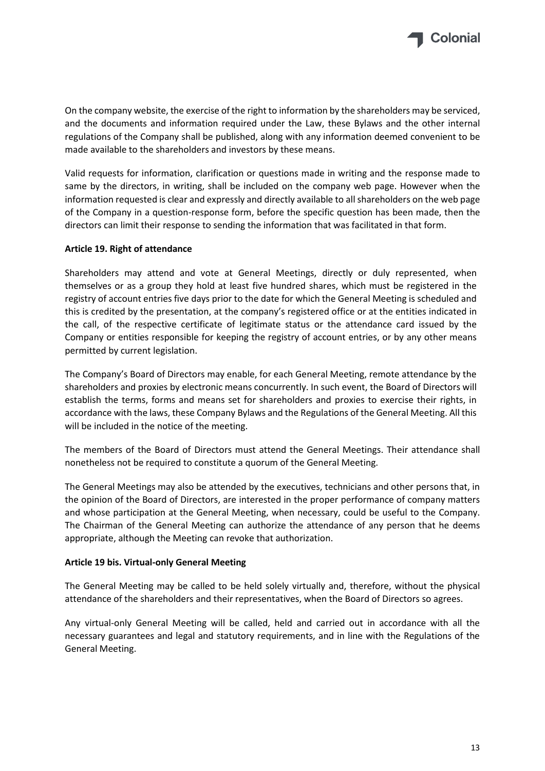On the company website, the exercise of the right to information by the shareholders may be serviced, and the documents and information required under the Law, these Bylaws and the other internal regulations of the Company shall be published, along with any information deemed convenient to be made available to the shareholders and investors by these means.

Valid requests for information, clarification or questions made in writing and the response made to same by the directors, in writing, shall be included on the company web page. However when the information requested is clear and expressly and directly available to all shareholders on the web page of the Company in a question-response form, before the specific question has been made, then the directors can limit their response to sending the information that was facilitated in that form.

**Article 19. Right of attendance**

Shareholders may attend and vote at General Meetings, directly or duly represented, when themselves or as a group they hold at least five hundred shares, which must be registered in the registry of account entries five days prior to the date for which the General Meeting is scheduled and this is credited by the presentation, at the company's registered office or at the entities indicated in the call, of the respective certificate of legitimate status or the attendance card issued by the Company or entities responsible for keeping the registry of account entries, or by any other means permitted by current legislation.

The Company's Board of Directors may enable, for each General Meeting, remote attendance by the shareholders and proxies by electronic means concurrently. In such event, the Board of Directors will establish the terms, forms and means set for shareholders and proxies to exercise their rights, in accordance with the laws, these Company Bylaws and the Regulations of the General Meeting. All this will be included in the notice of the meeting.

The members of the Board of Directors must attend the General Meetings. Their attendance shall nonetheless not be required to constitute a quorum of the General Meeting.

The General Meetings may also be attended by the executives, technicians and other persons that, in the opinion of the Board of Directors, are interested in the proper performance of company matters and whose participation at the General Meeting, when necessary, could be useful to the Company. The Chairman of the General Meeting can authorize the attendance of any person that he deems appropriate, although the Meeting can revoke that authorization.

**Article 19 bis. Virtual-only General Meeting**

The General Meeting may be called to be held solely virtually and, therefore, without the physical attendance of the shareholders and their representatives, when the Board of Directors so agrees.

Any virtual-only General Meeting will be called, held and carried out in accordance with all the necessary guarantees and legal and statutory requirements, and in line with the Regulations of the General Meeting.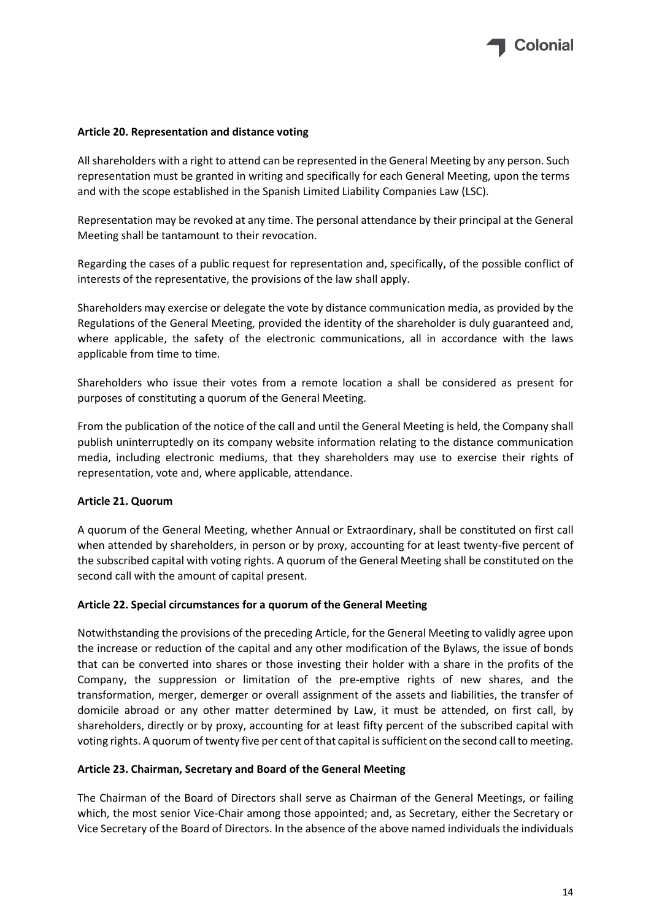**Article 20. Representation and distance voting**

All shareholders with a right to attend can be represented in the General Meeting by any person. Such representation must be granted in writing and specifically for each General Meeting, upon the terms and with the scope established in the Spanish Limited Liability Companies Law (LSC).

Representation may be revoked at any time. The personal attendance by their principal at the General Meeting shall be tantamount to their revocation.

Regarding the cases of a public request for representation and, specifically, of the possible conflict of interests of the representative, the provisions of the law shall apply.

Shareholders may exercise or delegate the vote by distance communication media, as provided by the Regulations of the General Meeting, provided the identity of the shareholder is duly guaranteed and, where applicable, the safety of the electronic communications, all in accordance with the laws applicable from time to time.

Shareholders who issue their votes from a remote location a shall be considered as present for purposes of constituting a quorum of the General Meeting.

From the publication of the notice of the call and until the General Meeting is held, the Company shall publish uninterruptedly on its company website information relating to the distance communication media, including electronic mediums, that they shareholders may use to exercise their rights of representation, vote and, where applicable, attendance.

**Article 21. Quorum**

A quorum of the General Meeting, whether Annual or Extraordinary, shall be constituted on first call when attended by shareholders, in person or by proxy, accounting for at least twenty-five percent of the subscribed capital with voting rights. A quorum of the General Meeting shall be constituted on the second call with the amount of capital present.

**Article 22. Special circumstances for a quorum of the General Meeting**

Notwithstanding the provisions of the preceding Article, for the General Meeting to validly agree upon the increase or reduction of the capital and any other modification of the Bylaws, the issue of bonds that can be converted into shares or those investing their holder with a share in the profits of the Company, the suppression or limitation of the pre-emptive rights of new shares, and the transformation, merger, demerger or overall assignment of the assets and liabilities, the transfer of domicile abroad or any other matter determined by Law, it must be attended, on first call, by shareholders, directly or by proxy, accounting for at least fifty percent of the subscribed capital with voting rights. A quorum of twenty five per cent of that capital is sufficient on the second call to meeting.

**Article 23. Chairman, Secretary and Board of the General Meeting**

The Chairman of the Board of Directors shall serve as Chairman of the General Meetings, or failing which, the most senior Vice-Chair among those appointed; and, as Secretary, either the Secretary or Vice Secretary of the Board of Directors. In the absence of the above named individuals the individuals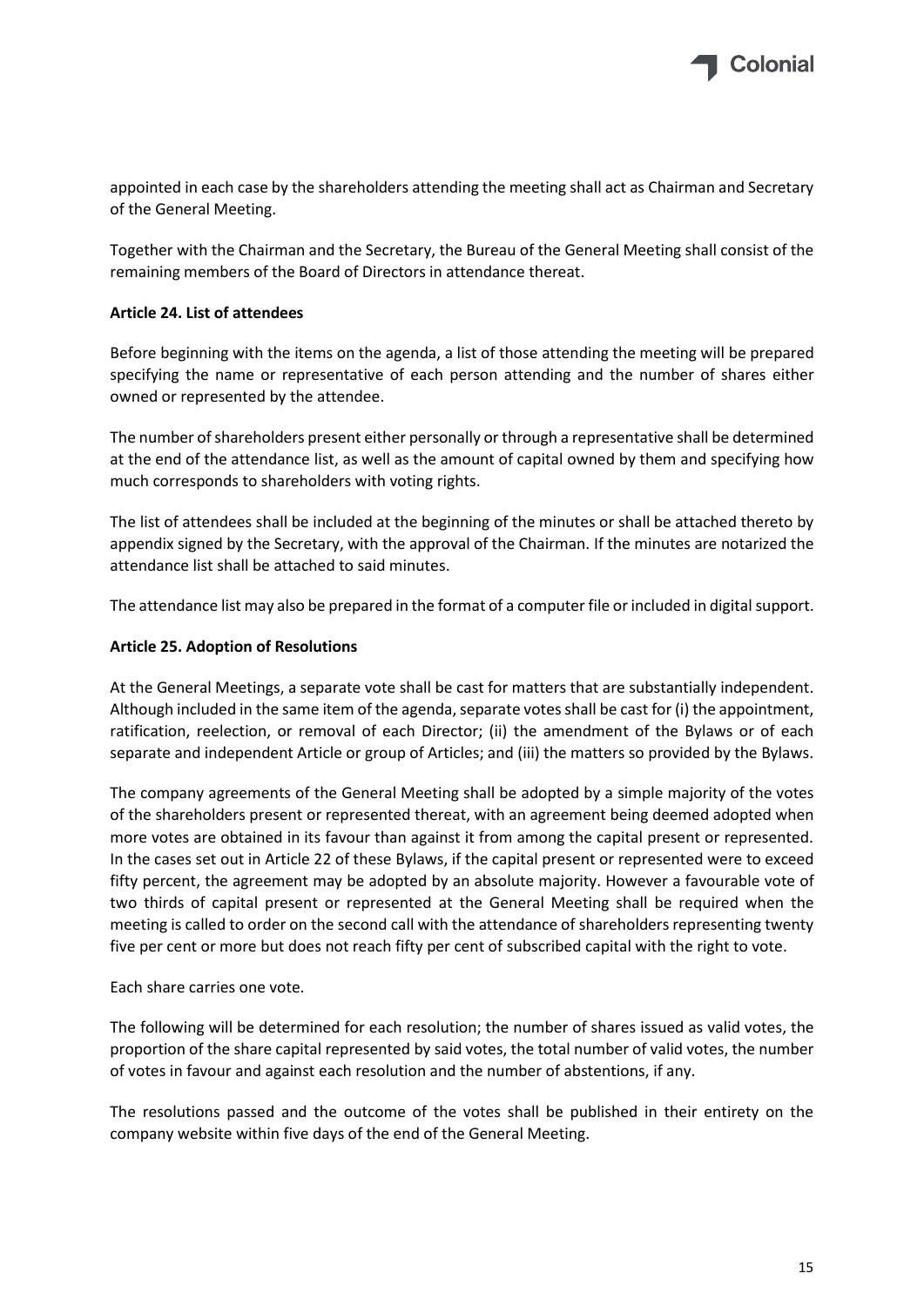appointed in each case by the shareholders attending the meeting shall act as Chairman and Secretary of the General Meeting.

Together with the Chairman and the Secretary, the Bureau of the General Meeting shall consist of the remaining members of the Board of Directors in attendance thereat.

**Article 24. List of attendees**

Before beginning with the items on the agenda, a list of those attending the meeting will be prepared specifying the name or representative of each person attending and the number of shares either owned or represented by the attendee.

The number of shareholders present either personally or through a representative shall be determined at the end of the attendance list, as well as the amount of capital owned by them and specifying how much corresponds to shareholders with voting rights.

The list of attendees shall be included at the beginning of the minutes or shall be attached thereto by appendix signed by the Secretary, with the approval of the Chairman. If the minutes are notarized the attendance list shall be attached to said minutes.

The attendance list may also be prepared in the format of a computer file or included in digital support.

**Article 25. Adoption of Resolutions**

At the General Meetings, a separate vote shall be cast for matters that are substantially independent. Although included in the same item of the agenda, separate votes shall be cast for (i) the appointment, ratification, reelection, or removal of each Director; (ii) the amendment of the Bylaws or of each separate and independent Article or group of Articles; and (iii) the matters so provided by the Bylaws.

The company agreements of the General Meeting shall be adopted by a simple majority of the votes of the shareholders present or represented thereat, with an agreement being deemed adopted when more votes are obtained in its favour than against it from among the capital present or represented. In the cases set out in Article 22 of these Bylaws, if the capital present or represented were to exceed fifty percent, the agreement may be adopted by an absolute majority. However a favourable vote of two thirds of capital present or represented at the General Meeting shall be required when the meeting is called to order on the second call with the attendance of shareholders representing twenty five per cent or more but does not reach fifty per cent of subscribed capital with the right to vote.

Each share carries one vote.

The following will be determined for each resolution; the number of shares issued as valid votes, the proportion of the share capital represented by said votes, the total number of valid votes, the number of votes in favour and against each resolution and the number of abstentions, if any.

The resolutions passed and the outcome of the votes shall be published in their entirety on the company website within five days of the end of the General Meeting.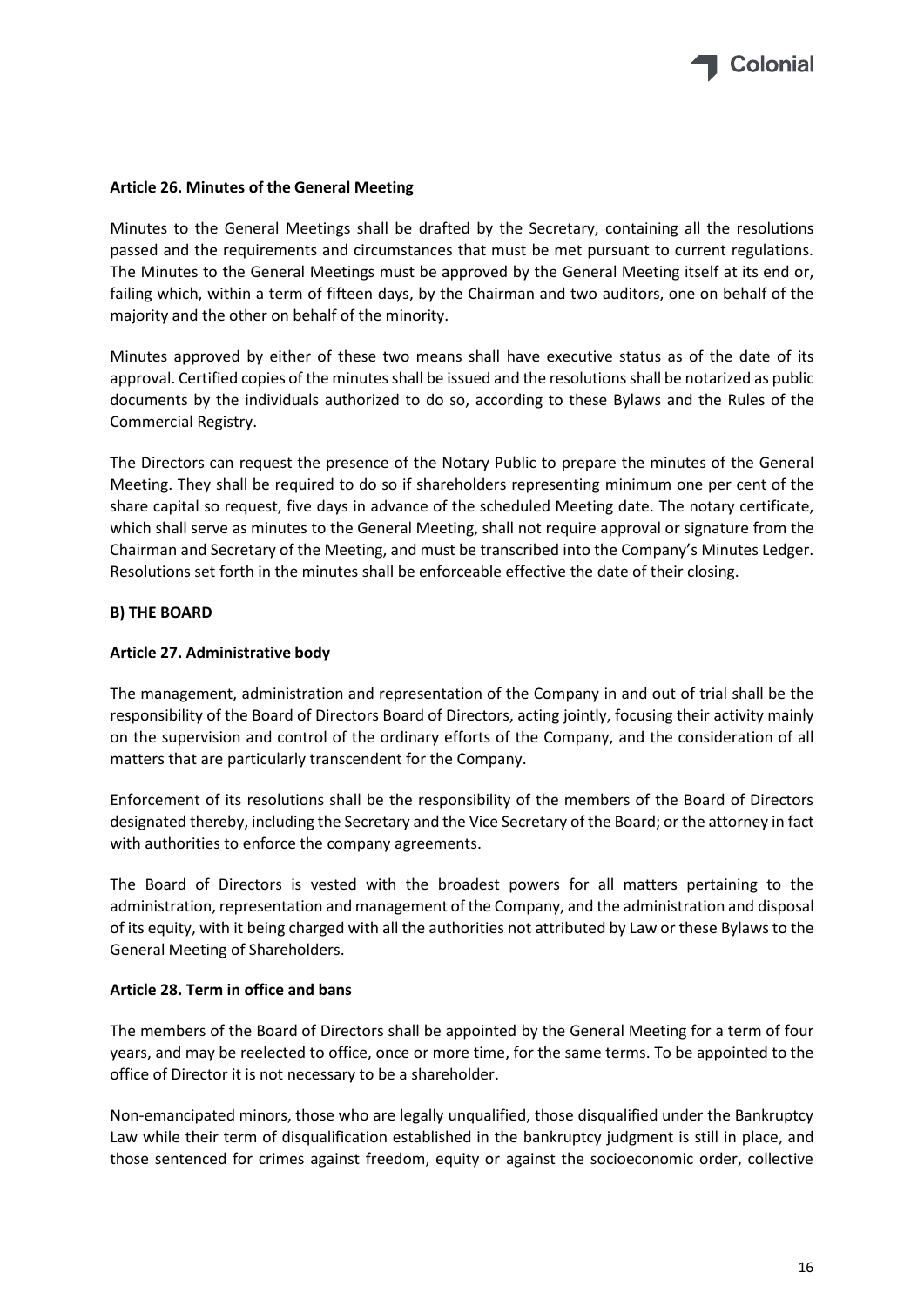**Article 26. Minutes of the General Meeting**

Minutes to the General Meetings shall be drafted by the Secretary, containing all the resolutions passed and the requirements and circumstances that must be met pursuant to current regulations. The Minutes to the General Meetings must be approved by the General Meeting itself at its end or, failing which, within a term of fifteen days, by the Chairman and two auditors, one on behalf of the majority and the other on behalf of the minority.

Minutes approved by either of these two means shall have executive status as of the date of its approval. Certified copies of the minutes shall be issued and the resolutions shall be notarized as public documents by the individuals authorized to do so, according to these Bylaws and the Rules of the Commercial Registry.

The Directors can request the presence of the Notary Public to prepare the minutes of the General Meeting. They shall be required to do so if shareholders representing minimum one per cent of the share capital so request, five days in advance of the scheduled Meeting date. The notary certificate, which shall serve as minutes to the General Meeting, shall not require approval or signature from the Chairman and Secretary of the Meeting, and must be transcribed into the Company's Minutes Ledger. Resolutions set forth in the minutes shall be enforceable effective the date of their closing.

**B) THE BOARD**

**Article 27. Administrative body**

The management, administration and representation of the Company in and out of trial shall be the responsibility of the Board of Directors Board of Directors, acting jointly, focusing their activity mainly on the supervision and control of the ordinary efforts of the Company, and the consideration of all matters that are particularly transcendent for the Company.

Enforcement of its resolutions shall be the responsibility of the members of the Board of Directors designated thereby, including the Secretary and the Vice Secretary of the Board; or the attorney in fact with authorities to enforce the company agreements.

The Board of Directors is vested with the broadest powers for all matters pertaining to the administration, representation and management of the Company, and the administration and disposal of its equity, with it being charged with all the authorities not attributed by Law or these Bylaws to the General Meeting of Shareholders.

**Article 28. Term in office and bans**

The members of the Board of Directors shall be appointed by the General Meeting for a term of four years, and may be reelected to office, once or more time, for the same terms. To be appointed to the office of Director it is not necessary to be a shareholder.

Non-emancipated minors, those who are legally unqualified, those disqualified under the Bankruptcy Law while their term of disqualification established in the bankruptcy judgment is still in place, and those sentenced for crimes against freedom, equity or against the socioeconomic order, collective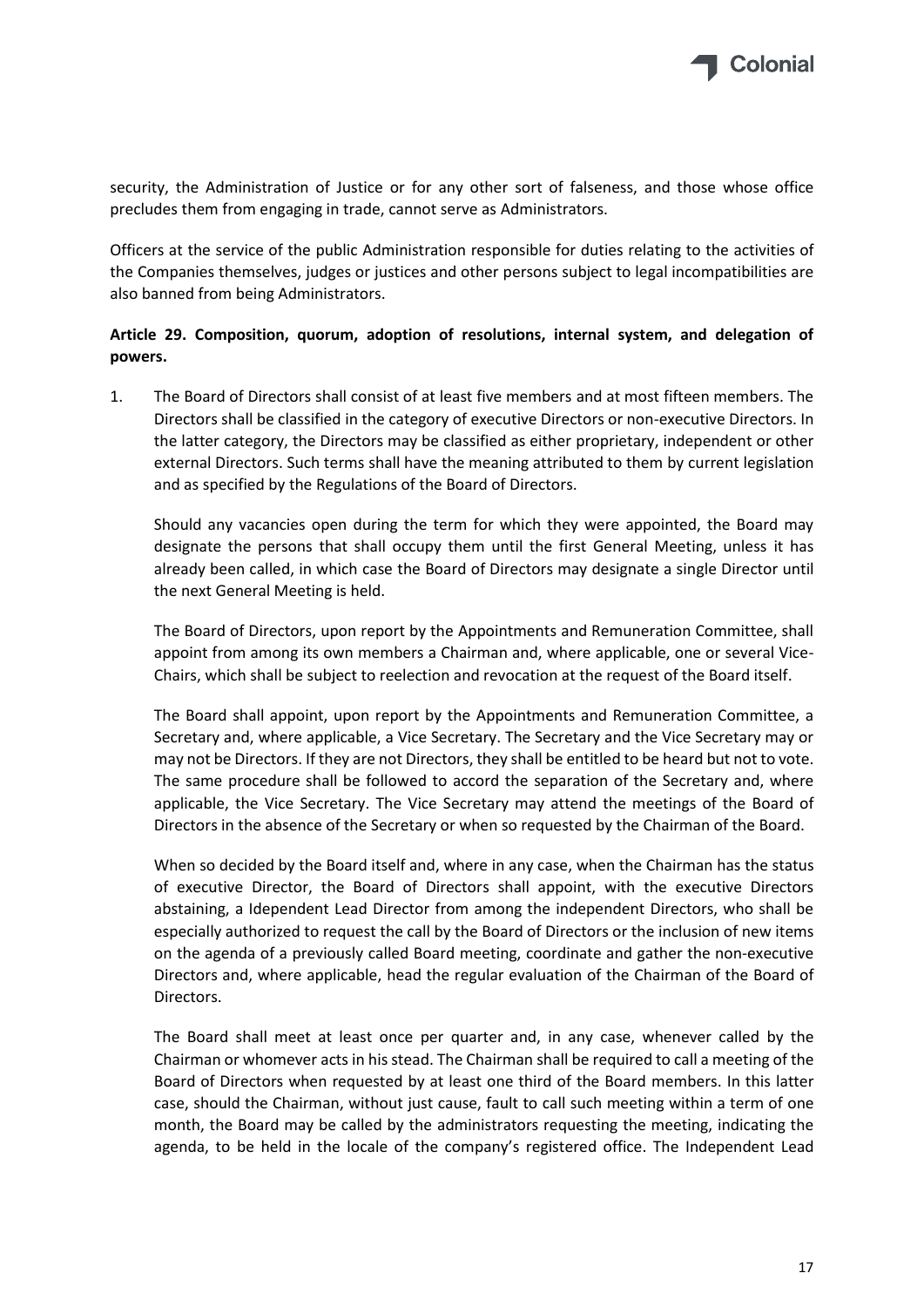security, the Administration of Justice or for any other sort of falseness, and those whose office precludes them from engaging in trade, cannot serve as Administrators.

Officers at the service of the public Administration responsible for duties relating to the activities of the Companies themselves, judges or justices and other persons subject to legal incompatibilities are also banned from being Administrators.

**Article 29. Composition, quorum, adoption of resolutions, internal system, and delegation of powers.**

1. The Board of Directors shall consist of at least five members and at most fifteen members. The Directors shall be classified in the category of executive Directors or non-executive Directors. In the latter category, the Directors may be classified as either proprietary, independent or other external Directors. Such terms shall have the meaning attributed to them by current legislation and as specified by the Regulations of the Board of Directors.

   Should any vacancies open during the term for which they were appointed, the Board may designate the persons that shall occupy them until the first General Meeting, unless it has already been called, in which case the Board of Directors may designate a single Director until the next General Meeting is held.

   The Board of Directors, upon report by the Appointments and Remuneration Committee, shall appoint from among its own members a Chairman and, where applicable, one or several Vice-Chairs, which shall be subject to reelection and revocation at the request of the Board itself.

   The Board shall appoint, upon report by the Appointments and Remuneration Committee, a Secretary and, where applicable, a Vice Secretary. The Secretary and the Vice Secretary may or may not be Directors. If they are not Directors, they shall be entitled to be heard but not to vote. The same procedure shall be followed to accord the separation of the Secretary and, where applicable, the Vice Secretary. The Vice Secretary may attend the meetings of the Board of Directors in the absence of the Secretary or when so requested by the Chairman of the Board.

   When so decided by the Board itself and, where in any case, when the Chairman has the status of executive Director, the Board of Directors shall appoint, with the executive Directors abstaining, a Idependent Lead Director from among the independent Directors, who shall be especially authorized to request the call by the Board of Directors or the inclusion of new items on the agenda of a previously called Board meeting, coordinate and gather the non-executive Directors and, where applicable, head the regular evaluation of the Chairman of the Board of Directors.

   The Board shall meet at least once per quarter and, in any case, whenever called by the Chairman or whomever acts in his stead. The Chairman shall be required to call a meeting of the Board of Directors when requested by at least one third of the Board members. In this latter case, should the Chairman, without just cause, fault to call such meeting within a term of one month, the Board may be called by the administrators requesting the meeting, indicating the agenda, to be held in the locale of the company's registered office. The Independent Lead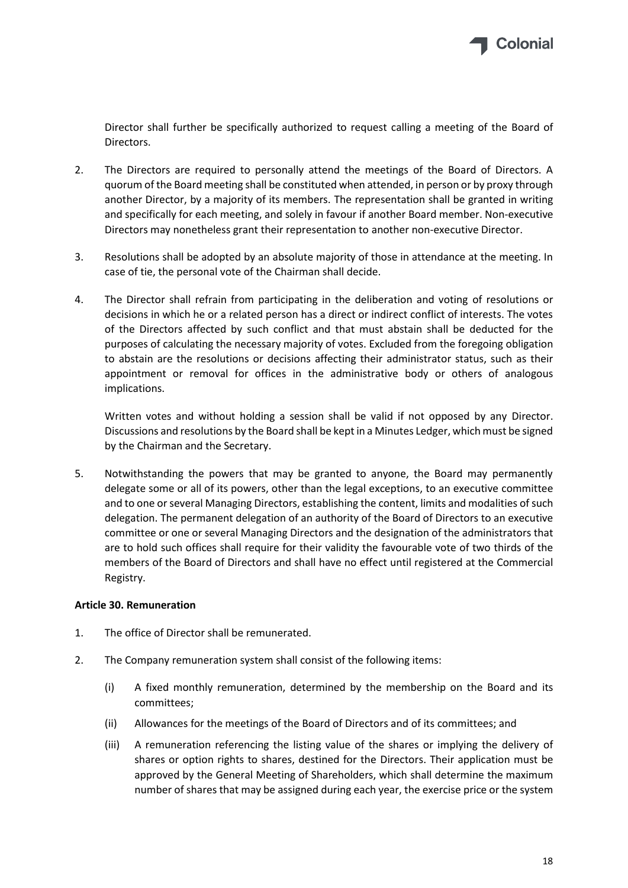Director shall further be specifically authorized to request calling a meeting of the Board of Directors.

2. The Directors are required to personally attend the meetings of the Board of Directors. A quorum of the Board meeting shall be constituted when attended, in person or by proxy through another Director, by a majority of its members. The representation shall be granted in writing and specifically for each meeting, and solely in favour if another Board member. Non-executive Directors may nonetheless grant their representation to another non-executive Director.

3. Resolutions shall be adopted by an absolute majority of those in attendance at the meeting. In case of tie, the personal vote of the Chairman shall decide.

4. The Director shall refrain from participating in the deliberation and voting of resolutions or decisions in which he or a related person has a direct or indirect conflict of interests. The votes of the Directors affected by such conflict and that must abstain shall be deducted for the purposes of calculating the necessary majority of votes. Excluded from the foregoing obligation to abstain are the resolutions or decisions affecting their administrator status, such as their appointment or removal for offices in the administrative body or others of analogous implications.

   Written votes and without holding a session shall be valid if not opposed by any Director. Discussions and resolutions by the Board shall be kept in a Minutes Ledger, which must be signed by the Chairman and the Secretary.

5. Notwithstanding the powers that may be granted to anyone, the Board may permanently delegate some or all of its powers, other than the legal exceptions, to an executive committee and to one or several Managing Directors, establishing the content, limits and modalities of such delegation. The permanent delegation of an authority of the Board of Directors to an executive committee or one or several Managing Directors and the designation of the administrators that are to hold such offices shall require for their validity the favourable vote of two thirds of the members of the Board of Directors and shall have no effect until registered at the Commercial Registry.

**Article 30. Remuneration**

1. The office of Director shall be remunerated.

2. The Company remuneration system shall consist of the following items:

   (i) A fixed monthly remuneration, determined by the membership on the Board and its committees;

   (ii) Allowances for the meetings of the Board of Directors and of its committees; and

   (iii) A remuneration referencing the listing value of the shares or implying the delivery of shares or option rights to shares, destined for the Directors. Their application must be approved by the General Meeting of Shareholders, which shall determine the maximum number of shares that may be assigned during each year, the exercise price or the system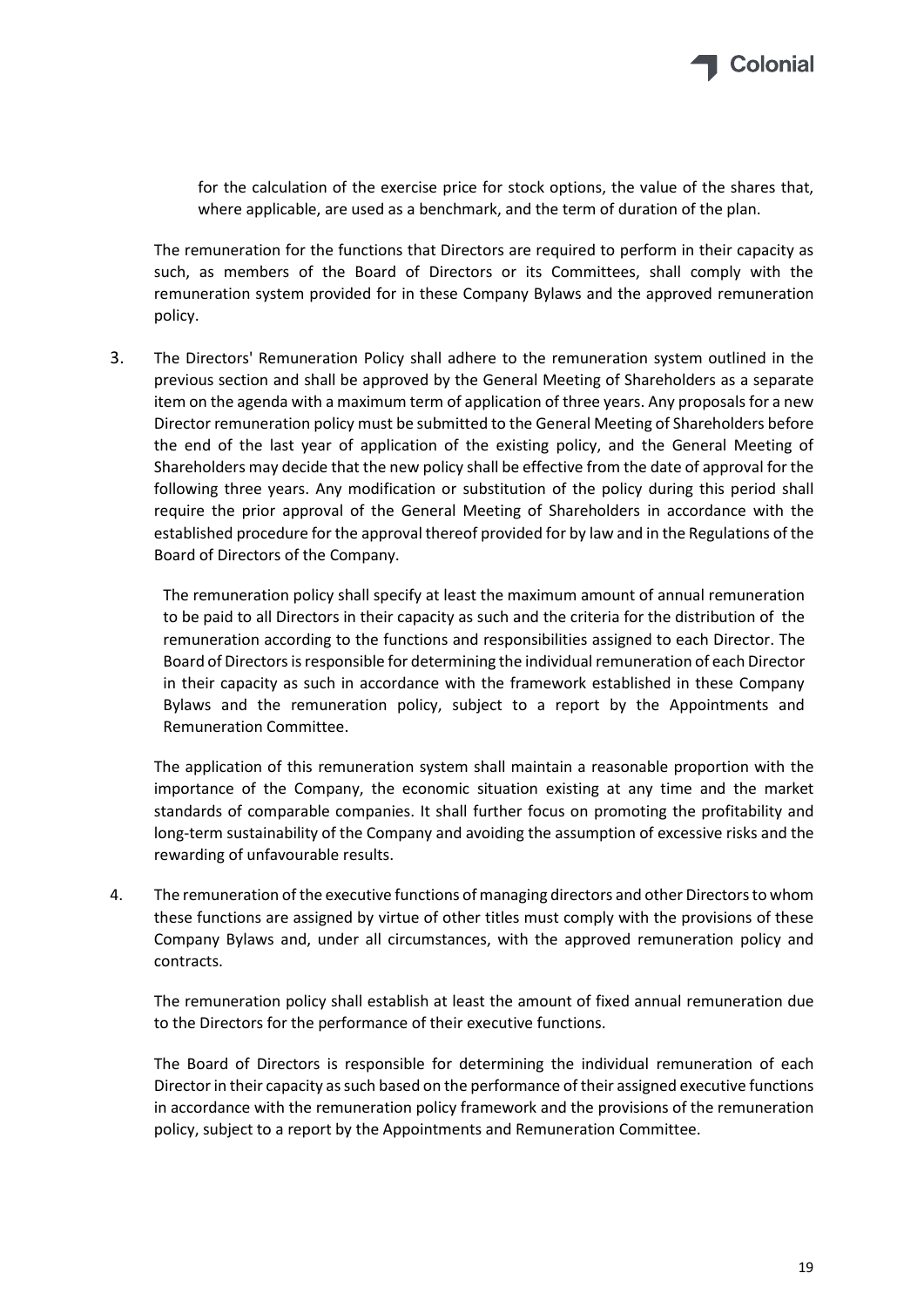for the calculation of the exercise price for stock options, the value of the shares that, where applicable, are used as a benchmark, and the term of duration of the plan.

The remuneration for the functions that Directors are required to perform in their capacity as such, as members of the Board of Directors or its Committees, shall comply with the remuneration system provided for in these Company Bylaws and the approved remuneration policy.

3. The Directors' Remuneration Policy shall adhere to the remuneration system outlined in the previous section and shall be approved by the General Meeting of Shareholders as a separate item on the agenda with a maximum term of application of three years. Any proposals for a new Director remuneration policy must be submitted to the General Meeting of Shareholders before the end of the last year of application of the existing policy, and the General Meeting of Shareholders may decide that the new policy shall be effective from the date of approval for the following three years. Any modification or substitution of the policy during this period shall require the prior approval of the General Meeting of Shareholders in accordance with the established procedure for the approval thereof provided for by law and in the Regulations of the Board of Directors of the Company.

   The remuneration policy shall specify at least the maximum amount of annual remuneration to be paid to all Directors in their capacity as such and the criteria for the distribution of the remuneration according to the functions and responsibilities assigned to each Director. The Board of Directors is responsible for determining the individual remuneration of each Director in their capacity as such in accordance with the framework established in these Company Bylaws and the remuneration policy, subject to a report by the Appointments and Remuneration Committee.

   The application of this remuneration system shall maintain a reasonable proportion with the importance of the Company, the economic situation existing at any time and the market standards of comparable companies. It shall further focus on promoting the profitability and long-term sustainability of the Company and avoiding the assumption of excessive risks and the rewarding of unfavourable results.

4. The remuneration of the executive functions of managing directors and other Directors to whom these functions are assigned by virtue of other titles must comply with the provisions of these Company Bylaws and, under all circumstances, with the approved remuneration policy and contracts.

   The remuneration policy shall establish at least the amount of fixed annual remuneration due to the Directors for the performance of their executive functions.

   The Board of Directors is responsible for determining the individual remuneration of each Director in their capacity as such based on the performance of their assigned executive functions in accordance with the remuneration policy framework and the provisions of the remuneration policy, subject to a report by the Appointments and Remuneration Committee.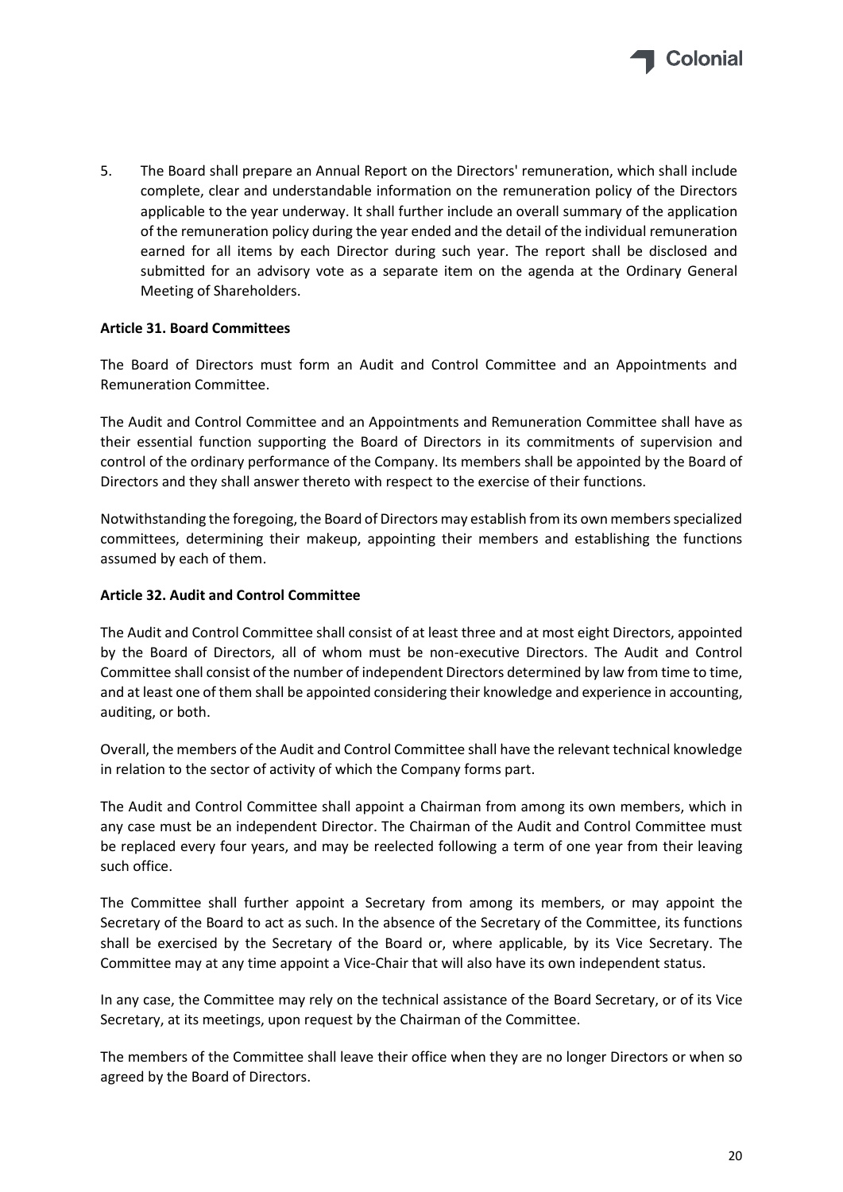5. The Board shall prepare an Annual Report on the Directors' remuneration, which shall include complete, clear and understandable information on the remuneration policy of the Directors applicable to the year underway. It shall further include an overall summary of the application of the remuneration policy during the year ended and the detail of the individual remuneration earned for all items by each Director during such year. The report shall be disclosed and submitted for an advisory vote as a separate item on the agenda at the Ordinary General Meeting of Shareholders.

**Article 31. Board Committees**

The Board of Directors must form an Audit and Control Committee and an Appointments and Remuneration Committee.

The Audit and Control Committee and an Appointments and Remuneration Committee shall have as their essential function supporting the Board of Directors in its commitments of supervision and control of the ordinary performance of the Company. Its members shall be appointed by the Board of Directors and they shall answer thereto with respect to the exercise of their functions.

Notwithstanding the foregoing, the Board of Directors may establish from its own members specialized committees, determining their makeup, appointing their members and establishing the functions assumed by each of them.

**Article 32. Audit and Control Committee**

The Audit and Control Committee shall consist of at least three and at most eight Directors, appointed by the Board of Directors, all of whom must be non-executive Directors. The Audit and Control Committee shall consist of the number of independent Directors determined by law from time to time, and at least one of them shall be appointed considering their knowledge and experience in accounting, auditing, or both.

Overall, the members of the Audit and Control Committee shall have the relevant technical knowledge in relation to the sector of activity of which the Company forms part.

The Audit and Control Committee shall appoint a Chairman from among its own members, which in any case must be an independent Director. The Chairman of the Audit and Control Committee must be replaced every four years, and may be reelected following a term of one year from their leaving such office.

The Committee shall further appoint a Secretary from among its members, or may appoint the Secretary of the Board to act as such. In the absence of the Secretary of the Committee, its functions shall be exercised by the Secretary of the Board or, where applicable, by its Vice Secretary. The Committee may at any time appoint a Vice-Chair that will also have its own independent status.

In any case, the Committee may rely on the technical assistance of the Board Secretary, or of its Vice Secretary, at its meetings, upon request by the Chairman of the Committee.

The members of the Committee shall leave their office when they are no longer Directors or when so agreed by the Board of Directors.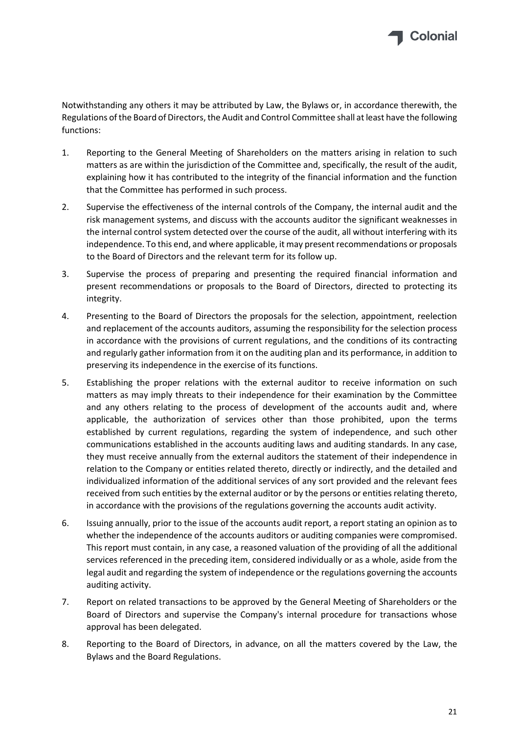Notwithstanding any others it may be attributed by Law, the Bylaws or, in accordance therewith, the Regulations of the Board of Directors, the Audit and Control Committee shall at least have the following functions:

1. Reporting to the General Meeting of Shareholders on the matters arising in relation to such matters as are within the jurisdiction of the Committee and, specifically, the result of the audit, explaining how it has contributed to the integrity of the financial information and the function that the Committee has performed in such process.

2. Supervise the effectiveness of the internal controls of the Company, the internal audit and the risk management systems, and discuss with the accounts auditor the significant weaknesses in the internal control system detected over the course of the audit, all without interfering with its independence. To this end, and where applicable, it may present recommendations or proposals to the Board of Directors and the relevant term for its follow up.

3. Supervise the process of preparing and presenting the required financial information and present recommendations or proposals to the Board of Directors, directed to protecting its integrity.

4. Presenting to the Board of Directors the proposals for the selection, appointment, reelection and replacement of the accounts auditors, assuming the responsibility for the selection process in accordance with the provisions of current regulations, and the conditions of its contracting and regularly gather information from it on the auditing plan and its performance, in addition to preserving its independence in the exercise of its functions.

5. Establishing the proper relations with the external auditor to receive information on such matters as may imply threats to their independence for their examination by the Committee and any others relating to the process of development of the accounts audit and, where applicable, the authorization of services other than those prohibited, upon the terms established by current regulations, regarding the system of independence, and such other communications established in the accounts auditing laws and auditing standards. In any case, they must receive annually from the external auditors the statement of their independence in relation to the Company or entities related thereto, directly or indirectly, and the detailed and individualized information of the additional services of any sort provided and the relevant fees received from such entities by the external auditor or by the persons or entities relating thereto, in accordance with the provisions of the regulations governing the accounts audit activity.

6. Issuing annually, prior to the issue of the accounts audit report, a report stating an opinion as to whether the independence of the accounts auditors or auditing companies were compromised. This report must contain, in any case, a reasoned valuation of the providing of all the additional services referenced in the preceding item, considered individually or as a whole, aside from the legal audit and regarding the system of independence or the regulations governing the accounts auditing activity.

7. Report on related transactions to be approved by the General Meeting of Shareholders or the Board of Directors and supervise the Company's internal procedure for transactions whose approval has been delegated.

8. Reporting to the Board of Directors, in advance, on all the matters covered by the Law, the Bylaws and the Board Regulations.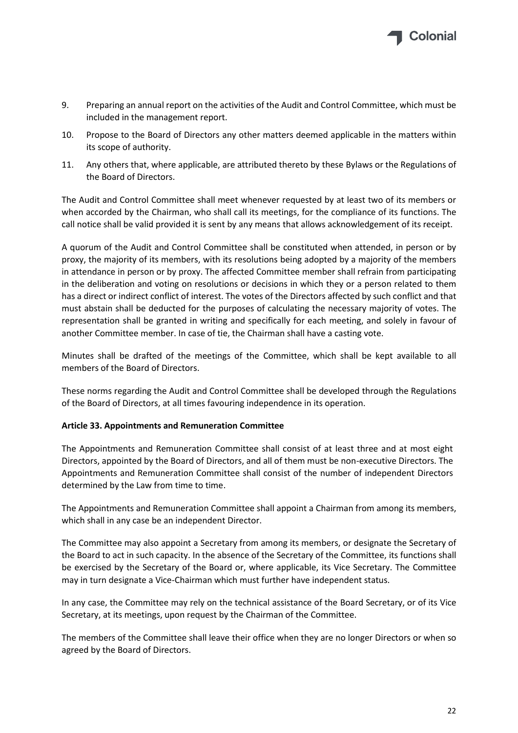9. Preparing an annual report on the activities of the Audit and Control Committee, which must be included in the management report.
10. Propose to the Board of Directors any other matters deemed applicable in the matters within its scope of authority.
11. Any others that, where applicable, are attributed thereto by these Bylaws or the Regulations of the Board of Directors.

The Audit and Control Committee shall meet whenever requested by at least two of its members or when accorded by the Chairman, who shall call its meetings, for the compliance of its functions. The call notice shall be valid provided it is sent by any means that allows acknowledgement of its receipt.

A quorum of the Audit and Control Committee shall be constituted when attended, in person or by proxy, the majority of its members, with its resolutions being adopted by a majority of the members in attendance in person or by proxy. The affected Committee member shall refrain from participating in the deliberation and voting on resolutions or decisions in which they or a person related to them has a direct or indirect conflict of interest. The votes of the Directors affected by such conflict and that must abstain shall be deducted for the purposes of calculating the necessary majority of votes. The representation shall be granted in writing and specifically for each meeting, and solely in favour of another Committee member. In case of tie, the Chairman shall have a casting vote.

Minutes shall be drafted of the meetings of the Committee, which shall be kept available to all members of the Board of Directors.

These norms regarding the Audit and Control Committee shall be developed through the Regulations of the Board of Directors, at all times favouring independence in its operation.

**Article 33. Appointments and Remuneration Committee**

The Appointments and Remuneration Committee shall consist of at least three and at most eight Directors, appointed by the Board of Directors, and all of them must be non-executive Directors. The Appointments and Remuneration Committee shall consist of the number of independent Directors determined by the Law from time to time.

The Appointments and Remuneration Committee shall appoint a Chairman from among its members, which shall in any case be an independent Director.

The Committee may also appoint a Secretary from among its members, or designate the Secretary of the Board to act in such capacity. In the absence of the Secretary of the Committee, its functions shall be exercised by the Secretary of the Board or, where applicable, its Vice Secretary. The Committee may in turn designate a Vice-Chairman which must further have independent status.

In any case, the Committee may rely on the technical assistance of the Board Secretary, or of its Vice Secretary, at its meetings, upon request by the Chairman of the Committee.

The members of the Committee shall leave their office when they are no longer Directors or when so agreed by the Board of Directors.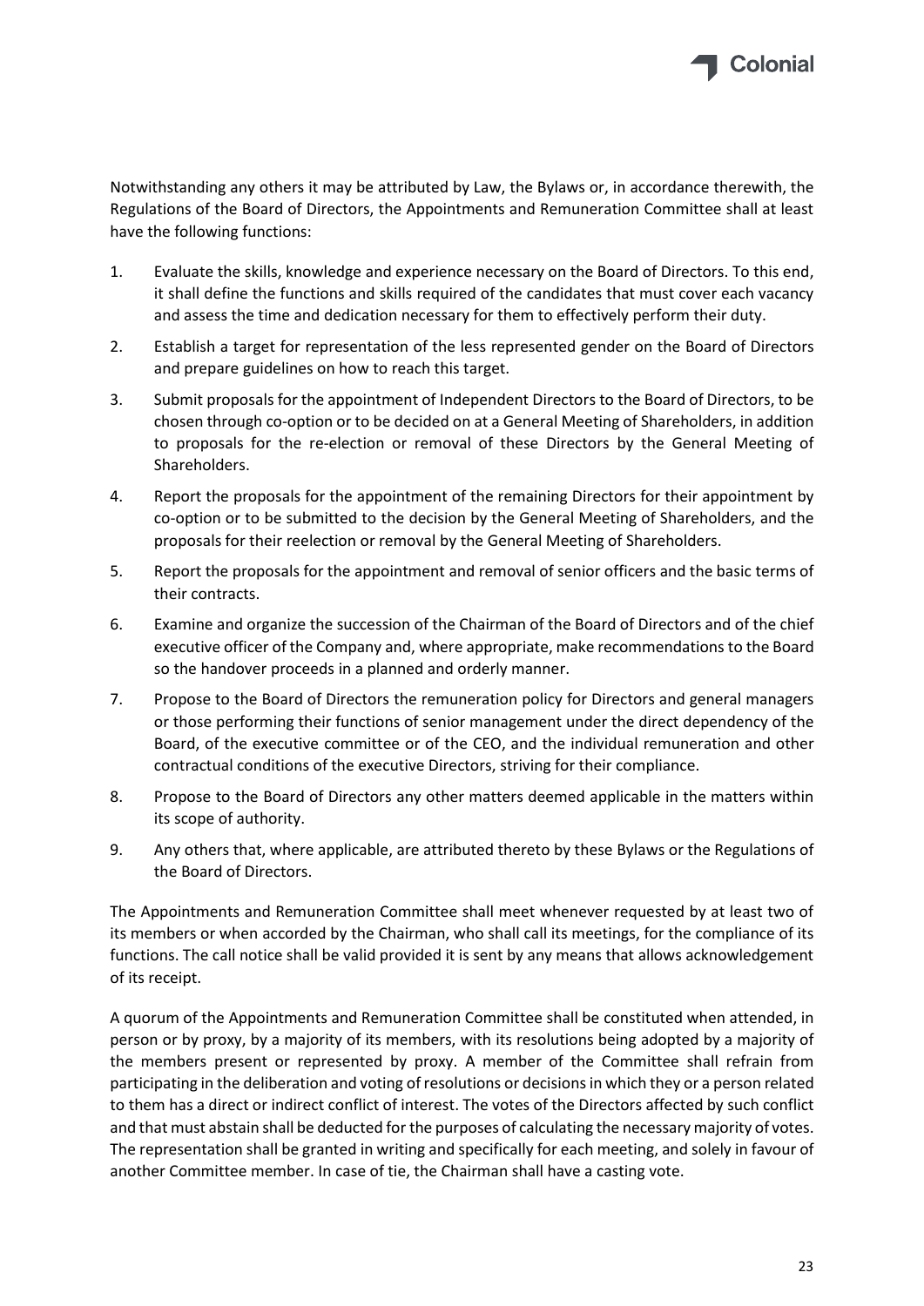Notwithstanding any others it may be attributed by Law, the Bylaws or, in accordance therewith, the Regulations of the Board of Directors, the Appointments and Remuneration Committee shall at least have the following functions:

1. Evaluate the skills, knowledge and experience necessary on the Board of Directors. To this end, it shall define the functions and skills required of the candidates that must cover each vacancy and assess the time and dedication necessary for them to effectively perform their duty.
2. Establish a target for representation of the less represented gender on the Board of Directors and prepare guidelines on how to reach this target.
3. Submit proposals for the appointment of Independent Directors to the Board of Directors, to be chosen through co-option or to be decided on at a General Meeting of Shareholders, in addition to proposals for the re-election or removal of these Directors by the General Meeting of Shareholders.
4. Report the proposals for the appointment of the remaining Directors for their appointment by co-option or to be submitted to the decision by the General Meeting of Shareholders, and the proposals for their reelection or removal by the General Meeting of Shareholders.
5. Report the proposals for the appointment and removal of senior officers and the basic terms of their contracts.
6. Examine and organize the succession of the Chairman of the Board of Directors and of the chief executive officer of the Company and, where appropriate, make recommendations to the Board so the handover proceeds in a planned and orderly manner.
7. Propose to the Board of Directors the remuneration policy for Directors and general managers or those performing their functions of senior management under the direct dependency of the Board, of the executive committee or of the CEO, and the individual remuneration and other contractual conditions of the executive Directors, striving for their compliance.
8. Propose to the Board of Directors any other matters deemed applicable in the matters within its scope of authority.
9. Any others that, where applicable, are attributed thereto by these Bylaws or the Regulations of the Board of Directors.

The Appointments and Remuneration Committee shall meet whenever requested by at least two of its members or when accorded by the Chairman, who shall call its meetings, for the compliance of its functions. The call notice shall be valid provided it is sent by any means that allows acknowledgement of its receipt.

A quorum of the Appointments and Remuneration Committee shall be constituted when attended, in person or by proxy, by a majority of its members, with its resolutions being adopted by a majority of the members present or represented by proxy. A member of the Committee shall refrain from participating in the deliberation and voting of resolutions or decisions in which they or a person related to them has a direct or indirect conflict of interest. The votes of the Directors affected by such conflict and that must abstain shall be deducted for the purposes of calculating the necessary majority of votes. The representation shall be granted in writing and specifically for each meeting, and solely in favour of another Committee member. In case of tie, the Chairman shall have a casting vote.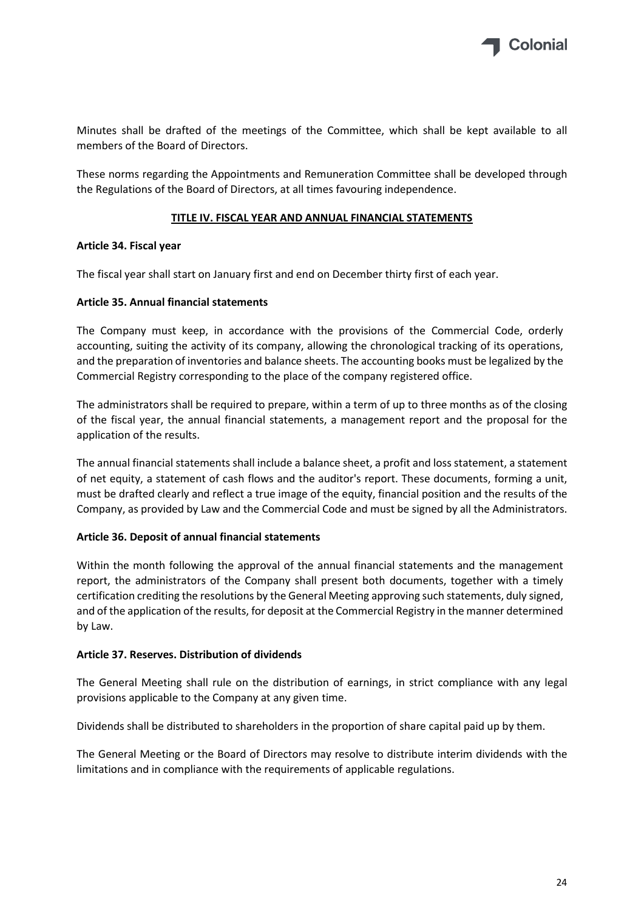Minutes shall be drafted of the meetings of the Committee, which shall be kept available to all members of the Board of Directors.

These norms regarding the Appointments and Remuneration Committee shall be developed through the Regulations of the Board of Directors, at all times favouring independence.

## TITLE IV. FISCAL YEAR AND ANNUAL FINANCIAL STATEMENTS

### Article 34. Fiscal year

The fiscal year shall start on January first and end on December thirty first of each year.

### Article 35. Annual financial statements

The Company must keep, in accordance with the provisions of the Commercial Code, orderly accounting, suiting the activity of its company, allowing the chronological tracking of its operations, and the preparation of inventories and balance sheets. The accounting books must be legalized by the Commercial Registry corresponding to the place of the company registered office.

The administrators shall be required to prepare, within a term of up to three months as of the closing of the fiscal year, the annual financial statements, a management report and the proposal for the application of the results.

The annual financial statements shall include a balance sheet, a profit and loss statement, a statement of net equity, a statement of cash flows and the auditor's report. These documents, forming a unit, must be drafted clearly and reflect a true image of the equity, financial position and the results of the Company, as provided by Law and the Commercial Code and must be signed by all the Administrators.

### Article 36. Deposit of annual financial statements

Within the month following the approval of the annual financial statements and the management report, the administrators of the Company shall present both documents, together with a timely certification crediting the resolutions by the General Meeting approving such statements, duly signed, and of the application of the results, for deposit at the Commercial Registry in the manner determined by Law.

### Article 37. Reserves. Distribution of dividends

The General Meeting shall rule on the distribution of earnings, in strict compliance with any legal provisions applicable to the Company at any given time.

Dividends shall be distributed to shareholders in the proportion of share capital paid up by them.

The General Meeting or the Board of Directors may resolve to distribute interim dividends with the limitations and in compliance with the requirements of applicable regulations.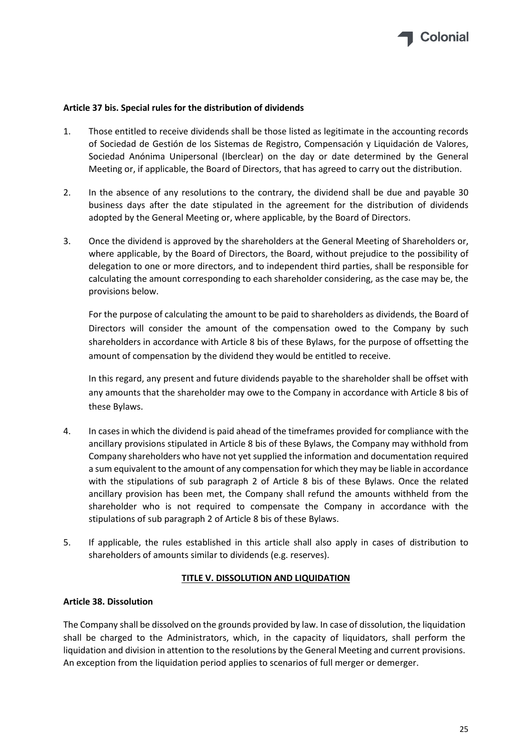**Article 37 bis. Special rules for the distribution of dividends**

1. Those entitled to receive dividends shall be those listed as legitimate in the accounting records of Sociedad de Gestión de los Sistemas de Registro, Compensación y Liquidación de Valores, Sociedad Anónima Unipersonal (Iberclear) on the day or date determined by the General Meeting or, if applicable, the Board of Directors, that has agreed to carry out the distribution.

2. In the absence of any resolutions to the contrary, the dividend shall be due and payable 30 business days after the date stipulated in the agreement for the distribution of dividends adopted by the General Meeting or, where applicable, by the Board of Directors.

3. Once the dividend is approved by the shareholders at the General Meeting of Shareholders or, where applicable, by the Board of Directors, the Board, without prejudice to the possibility of delegation to one or more directors, and to independent third parties, shall be responsible for calculating the amount corresponding to each shareholder considering, as the case may be, the provisions below.

   For the purpose of calculating the amount to be paid to shareholders as dividends, the Board of Directors will consider the amount of the compensation owed to the Company by such shareholders in accordance with Article 8 bis of these Bylaws, for the purpose of offsetting the amount of compensation by the dividend they would be entitled to receive.

   In this regard, any present and future dividends payable to the shareholder shall be offset with any amounts that the shareholder may owe to the Company in accordance with Article 8 bis of these Bylaws.

4. In cases in which the dividend is paid ahead of the timeframes provided for compliance with the ancillary provisions stipulated in Article 8 bis of these Bylaws, the Company may withhold from Company shareholders who have not yet supplied the information and documentation required a sum equivalent to the amount of any compensation for which they may be liable in accordance with the stipulations of sub paragraph 2 of Article 8 bis of these Bylaws. Once the related ancillary provision has been met, the Company shall refund the amounts withheld from the shareholder who is not required to compensate the Company in accordance with the stipulations of sub paragraph 2 of Article 8 bis of these Bylaws.

5. If applicable, the rules established in this article shall also apply in cases of distribution to shareholders of amounts similar to dividends (e.g. reserves).

## TITLE V. DISSOLUTION AND LIQUIDATION

**Article 38. Dissolution**

The Company shall be dissolved on the grounds provided by law. In case of dissolution, the liquidation shall be charged to the Administrators, which, in the capacity of liquidators, shall perform the liquidation and division in attention to the resolutions by the General Meeting and current provisions. An exception from the liquidation period applies to scenarios of full merger or demerger.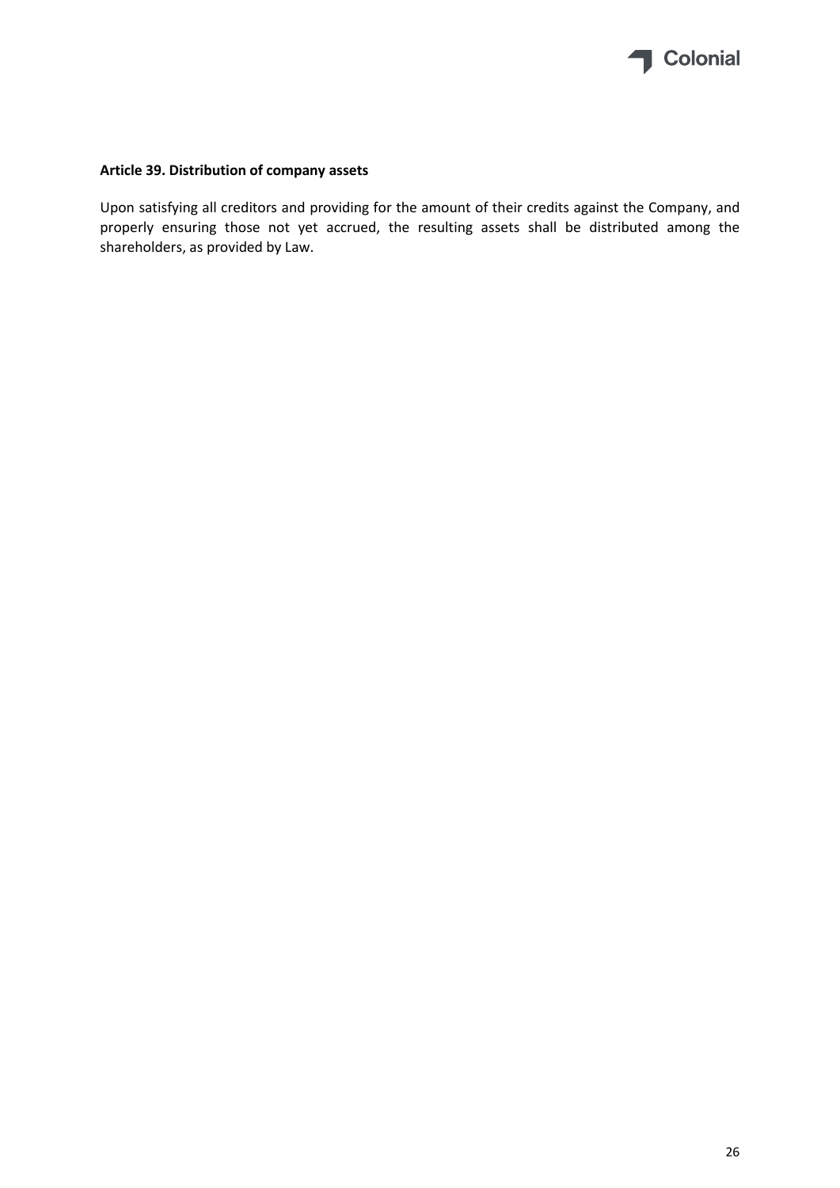**Article 39. Distribution of company assets**

Upon satisfying all creditors and providing for the amount of their credits against the Company, and properly ensuring those not yet accrued, the resulting assets shall be distributed among the shareholders, as provided by Law.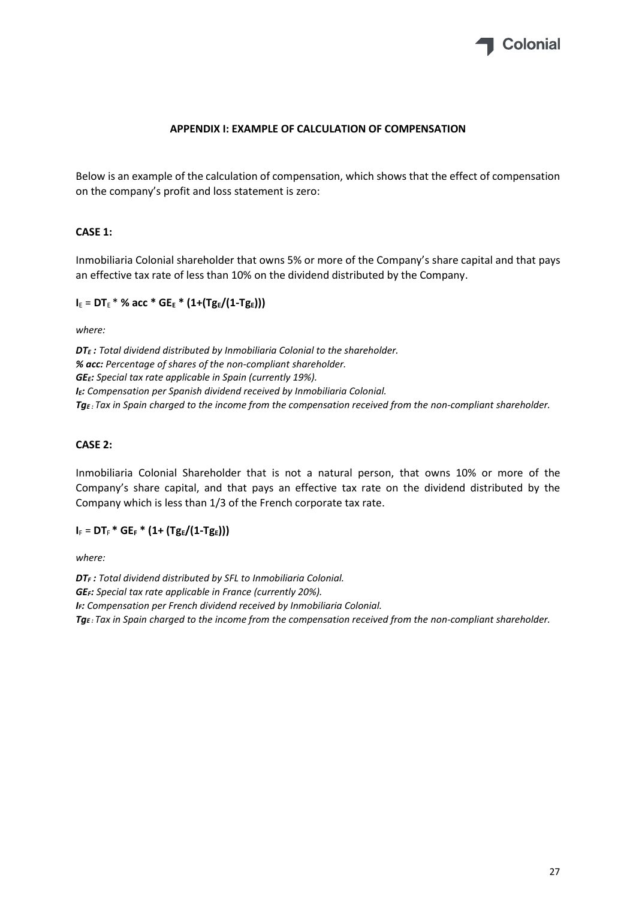### APPENDIX I: EXAMPLE OF CALCULATION OF COMPENSATION

Below is an example of the calculation of compensation, which shows that the effect of compensation on the company's profit and loss statement is zero:

**CASE 1:**

Inmobiliaria Colonial shareholder that owns 5% or more of the Company's share capital and that pays an effective tax rate of less than 10% on the dividend distributed by the Company.

$$I_E = DT_E * \%\ acc * GE_E * (1+(Tg_E/(1-Tg_E)))$$

*where:*

***$DT_E$ :*** *Total dividend distributed by Inmobiliaria Colonial to the shareholder.*
***% acc:*** *Percentage of shares of the non-compliant shareholder.*
***$GE_E$:*** *Special tax rate applicable in Spain (currently 19%).*
***$I_E$:*** *Compensation per Spanish dividend received by Inmobiliaria Colonial.*
***$Tg_E$ :*** *Tax in Spain charged to the income from the compensation received from the non-compliant shareholder.*

**CASE 2:**

Inmobiliaria Colonial Shareholder that is not a natural person, that owns 10% or more of the Company's share capital, and that pays an effective tax rate on the dividend distributed by the Company which is less than 1/3 of the French corporate tax rate.

$$I_F = DT_F * GE_F * (1+ (Tg_E/(1-Tg_E)))$$

*where:*

***$DT_F$ :*** *Total dividend distributed by SFL to Inmobiliaria Colonial.*
***$GE_F$:*** *Special tax rate applicable in France (currently 20%).*
***$I_F$:*** *Compensation per French dividend received by Inmobiliaria Colonial.*
***$Tg_E$ :*** *Tax in Spain charged to the income from the compensation received from the non-compliant shareholder.*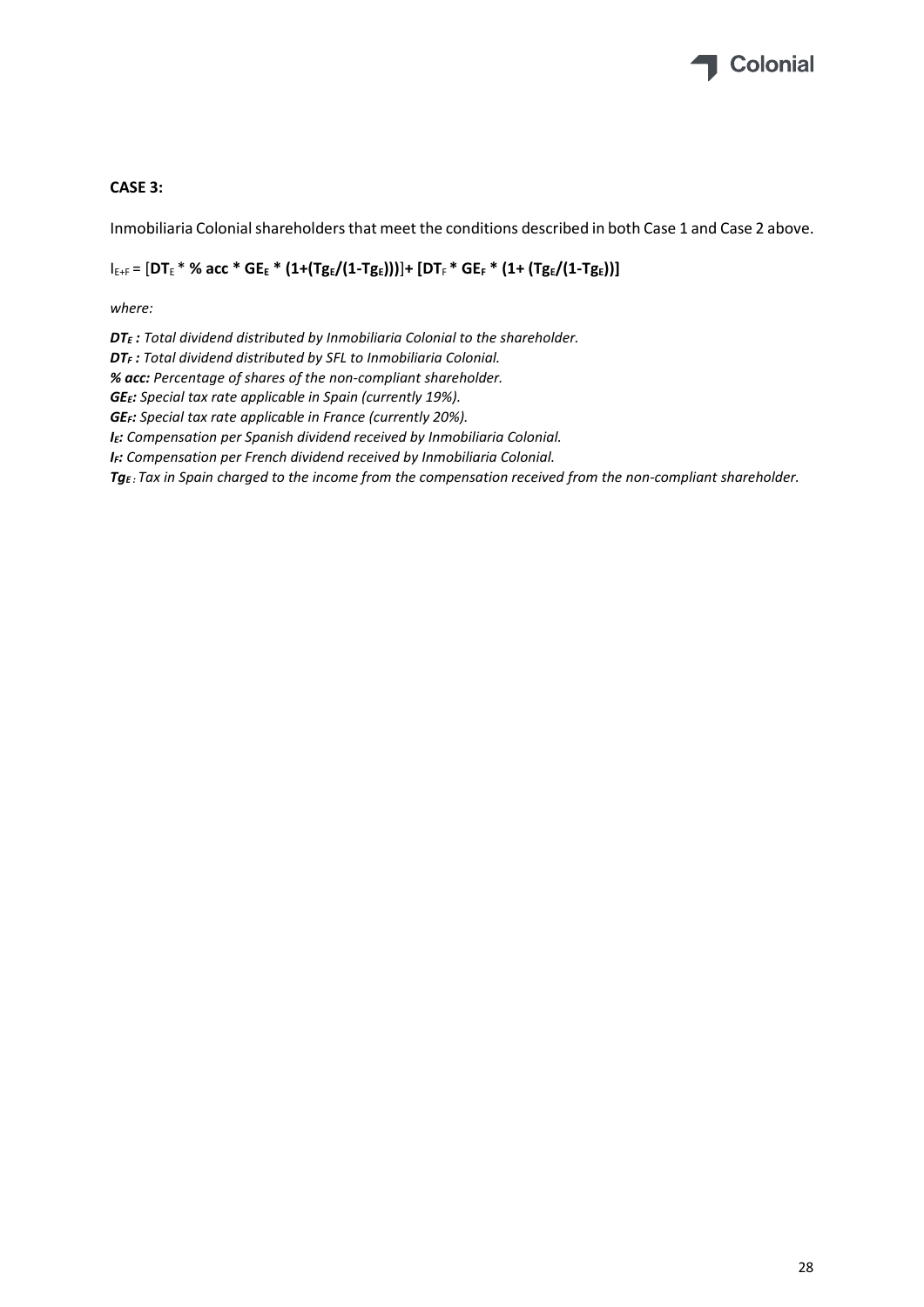**CASE 3:**

Inmobiliaria Colonial shareholders that meet the conditions described in both Case 1 and Case 2 above.

$$I_{E+F} = [DT_E * \% acc * GE_E * (1+(Tg_E/(1-Tg_E)))] + [DT_F * GE_F * (1+ (Tg_E/(1-Tg_E))]$$

*where:*

***$DT_E$ :*** *Total dividend distributed by Inmobiliaria Colonial to the shareholder.*

***$DT_F$ :*** *Total dividend distributed by SFL to Inmobiliaria Colonial.*

***% acc:*** *Percentage of shares of the non-compliant shareholder.*

***$GE_E$:*** *Special tax rate applicable in Spain (currently 19%).*

***$GE_F$:*** *Special tax rate applicable in France (currently 20%).*

***$I_E$:*** *Compensation per Spanish dividend received by Inmobiliaria Colonial.*

***$I_F$:*** *Compensation per French dividend received by Inmobiliaria Colonial.*

***$Tg_E$*** *: Tax in Spain charged to the income from the compensation received from the non-compliant shareholder.*